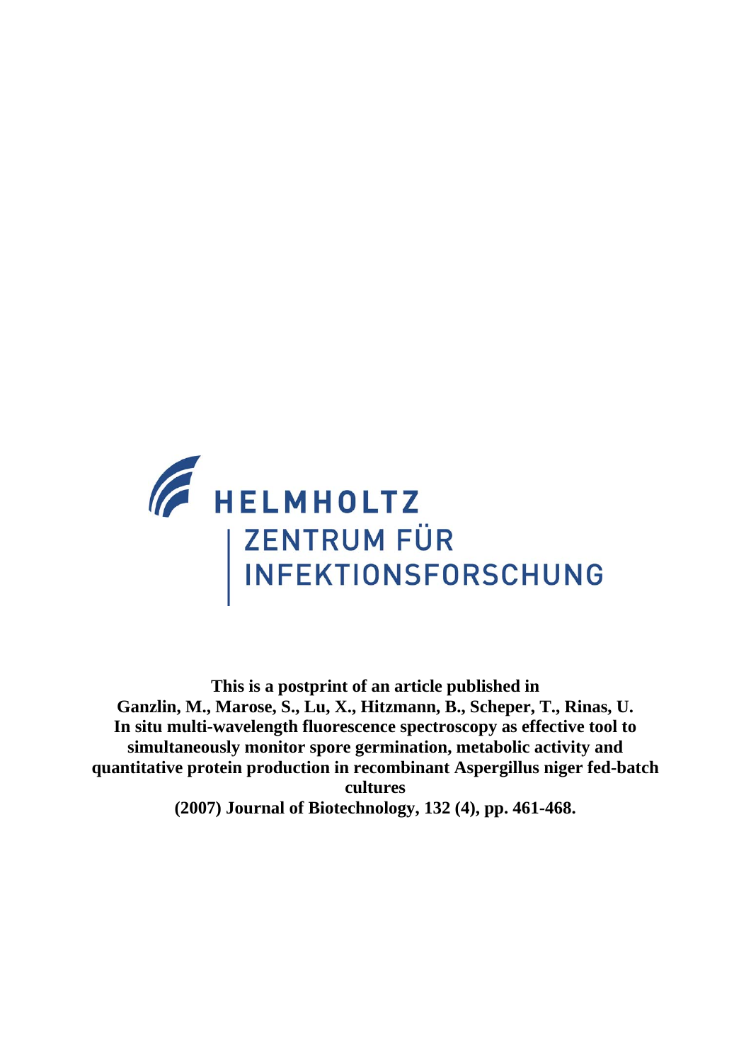HELMHOLTZ
ZENTRUM FÜR
INFEKTIONSFORSCHUNG

**This is a postprint of an article published in**
**Ganzlin, M., Marose, S., Lu, X., Hitzmann, B., Scheper, T., Rinas, U.**
**In situ multi-wavelength fluorescence spectroscopy as effective tool to simultaneously monitor spore germination, metabolic activity and quantitative protein production in recombinant Aspergillus niger fed-batch cultures**
**(2007) Journal of Biotechnology, 132 (4), pp. 461-468.**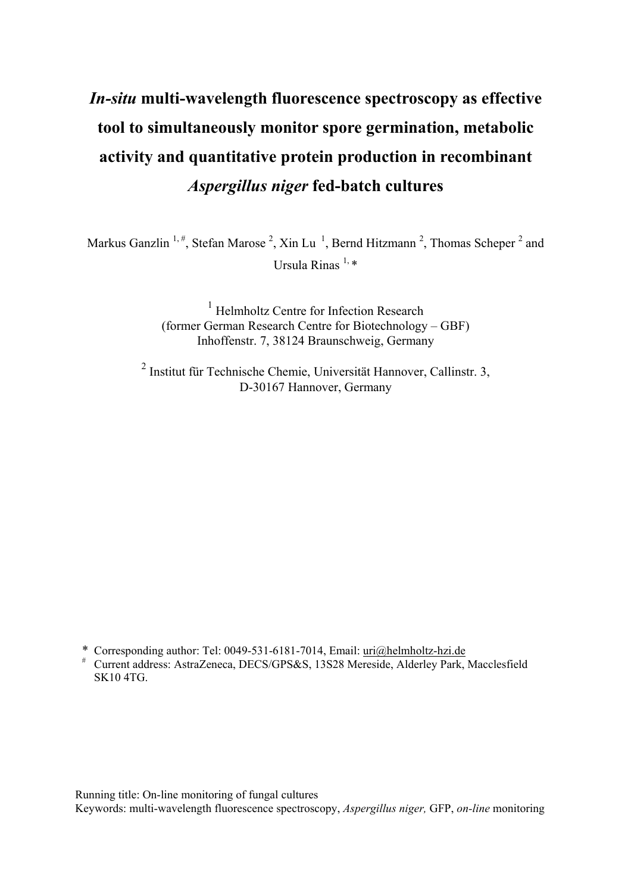# *In-situ* multi-wavelength fluorescence spectroscopy as effective tool to simultaneously monitor spore germination, metabolic activity and quantitative protein production in recombinant *Aspergillus niger* fed-batch cultures

Markus Ganzlin [1, #], Stefan Marose [2], Xin Lu [1], Bernd Hitzmann [2], Thomas Scheper [2] and Ursula Rinas [1, *]

[1] Helmholtz Centre for Infection Research
(former German Research Centre for Biotechnology – GBF)
Inhoffenstr. 7, 38124 Braunschweig, Germany

[2] Institut für Technische Chemie, Universität Hannover, Callinstr. 3,
D-30167 Hannover, Germany

\* Corresponding author: Tel: 0049-531-6181-7014, Email: uri@helmholtz-hzi.de

[#] Current address: AstraZeneca, DECS/GPS&S, 13S28 Mereside, Alderley Park, Macclesfield SK10 4TG.

Running title: On-line monitoring of fungal cultures

Keywords: multi-wavelength fluorescence spectroscopy, *Aspergillus niger,* GFP, *on-line* monitoring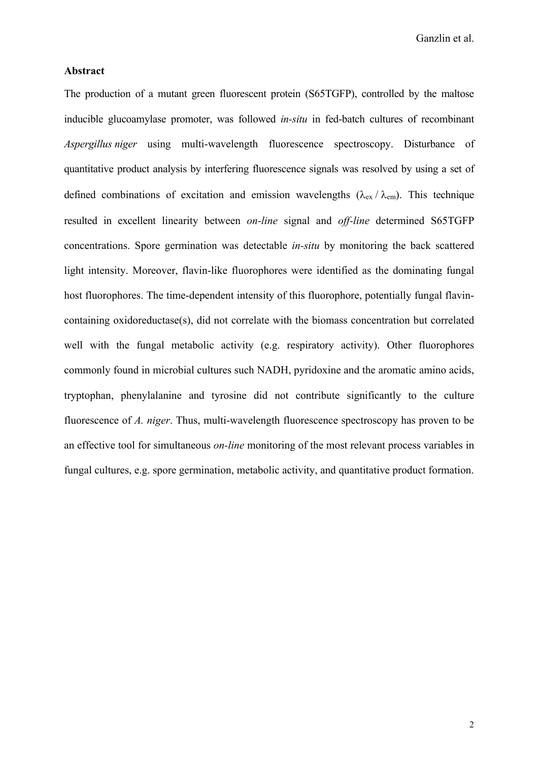## Abstract

The production of a mutant green fluorescent protein (S65TGFP), controlled by the maltose inducible glucoamylase promoter, was followed *in-situ* in fed-batch cultures of recombinant *Aspergillus niger* using multi-wavelength fluorescence spectroscopy. Disturbance of quantitative product analysis by interfering fluorescence signals was resolved by using a set of defined combinations of excitation and emission wavelengths ($\lambda_{ex}$ / $\lambda_{em}$). This technique resulted in excellent linearity between *on-line* signal and *off-line* determined S65TGFP concentrations. Spore germination was detectable *in-situ* by monitoring the back scattered light intensity. Moreover, flavin-like fluorophores were identified as the dominating fungal host fluorophores. The time-dependent intensity of this fluorophore, potentially fungal flavin-containing oxidoreductase(s), did not correlate with the biomass concentration but correlated well with the fungal metabolic activity (e.g. respiratory activity). Other fluorophores commonly found in microbial cultures such NADH, pyridoxine and the aromatic amino acids, tryptophan, phenylalanine and tyrosine did not contribute significantly to the culture fluorescence of *A. niger*. Thus, multi-wavelength fluorescence spectroscopy has proven to be an effective tool for simultaneous *on-line* monitoring of the most relevant process variables in fungal cultures, e.g. spore germination, metabolic activity, and quantitative product formation.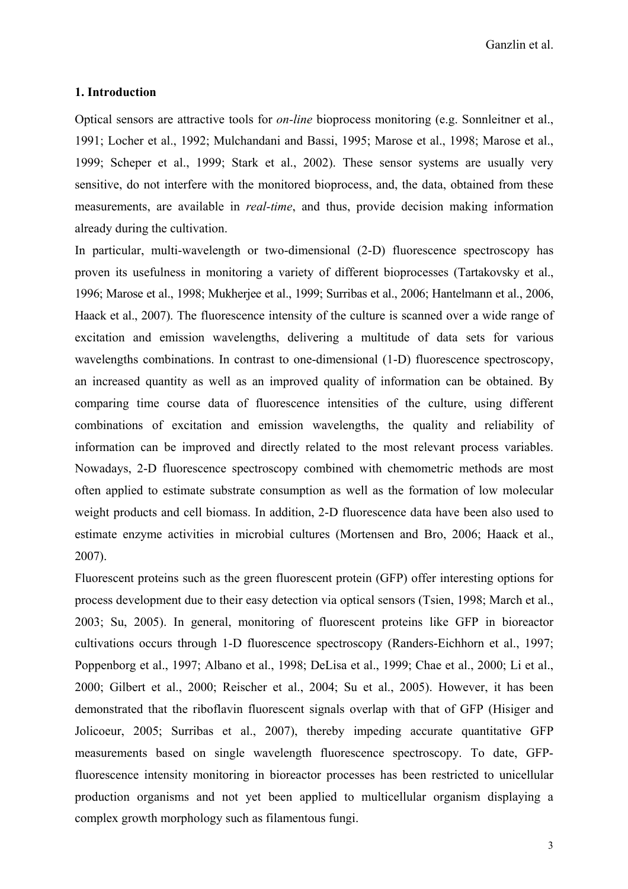## 1. Introduction

Optical sensors are attractive tools for *on-line* bioprocess monitoring (e.g. Sonnleitner et al., 1991; Locher et al., 1992; Mulchandani and Bassi, 1995; Marose et al., 1998; Marose et al., 1999; Scheper et al., 1999; Stark et al., 2002). These sensor systems are usually very sensitive, do not interfere with the monitored bioprocess, and, the data, obtained from these measurements, are available in *real-time*, and thus, provide decision making information already during the cultivation.

In particular, multi-wavelength or two-dimensional (2-D) fluorescence spectroscopy has proven its usefulness in monitoring a variety of different bioprocesses (Tartakovsky et al., 1996; Marose et al., 1998; Mukherjee et al., 1999; Surribas et al., 2006; Hantelmann et al., 2006, Haack et al., 2007). The fluorescence intensity of the culture is scanned over a wide range of excitation and emission wavelengths, delivering a multitude of data sets for various wavelengths combinations. In contrast to one-dimensional (1-D) fluorescence spectroscopy, an increased quantity as well as an improved quality of information can be obtained. By comparing time course data of fluorescence intensities of the culture, using different combinations of excitation and emission wavelengths, the quality and reliability of information can be improved and directly related to the most relevant process variables. Nowadays, 2-D fluorescence spectroscopy combined with chemometric methods are most often applied to estimate substrate consumption as well as the formation of low molecular weight products and cell biomass. In addition, 2-D fluorescence data have been also used to estimate enzyme activities in microbial cultures (Mortensen and Bro, 2006; Haack et al., 2007).

Fluorescent proteins such as the green fluorescent protein (GFP) offer interesting options for process development due to their easy detection via optical sensors (Tsien, 1998; March et al., 2003; Su, 2005). In general, monitoring of fluorescent proteins like GFP in bioreactor cultivations occurs through 1-D fluorescence spectroscopy (Randers-Eichhorn et al., 1997; Poppenborg et al., 1997; Albano et al., 1998; DeLisa et al., 1999; Chae et al., 2000; Li et al., 2000; Gilbert et al., 2000; Reischer et al., 2004; Su et al., 2005). However, it has been demonstrated that the riboflavin fluorescent signals overlap with that of GFP (Hisiger and Jolicoeur, 2005; Surribas et al., 2007), thereby impeding accurate quantitative GFP measurements based on single wavelength fluorescence spectroscopy. To date, GFP-fluorescence intensity monitoring in bioreactor processes has been restricted to unicellular production organisms and not yet been applied to multicellular organism displaying a complex growth morphology such as filamentous fungi.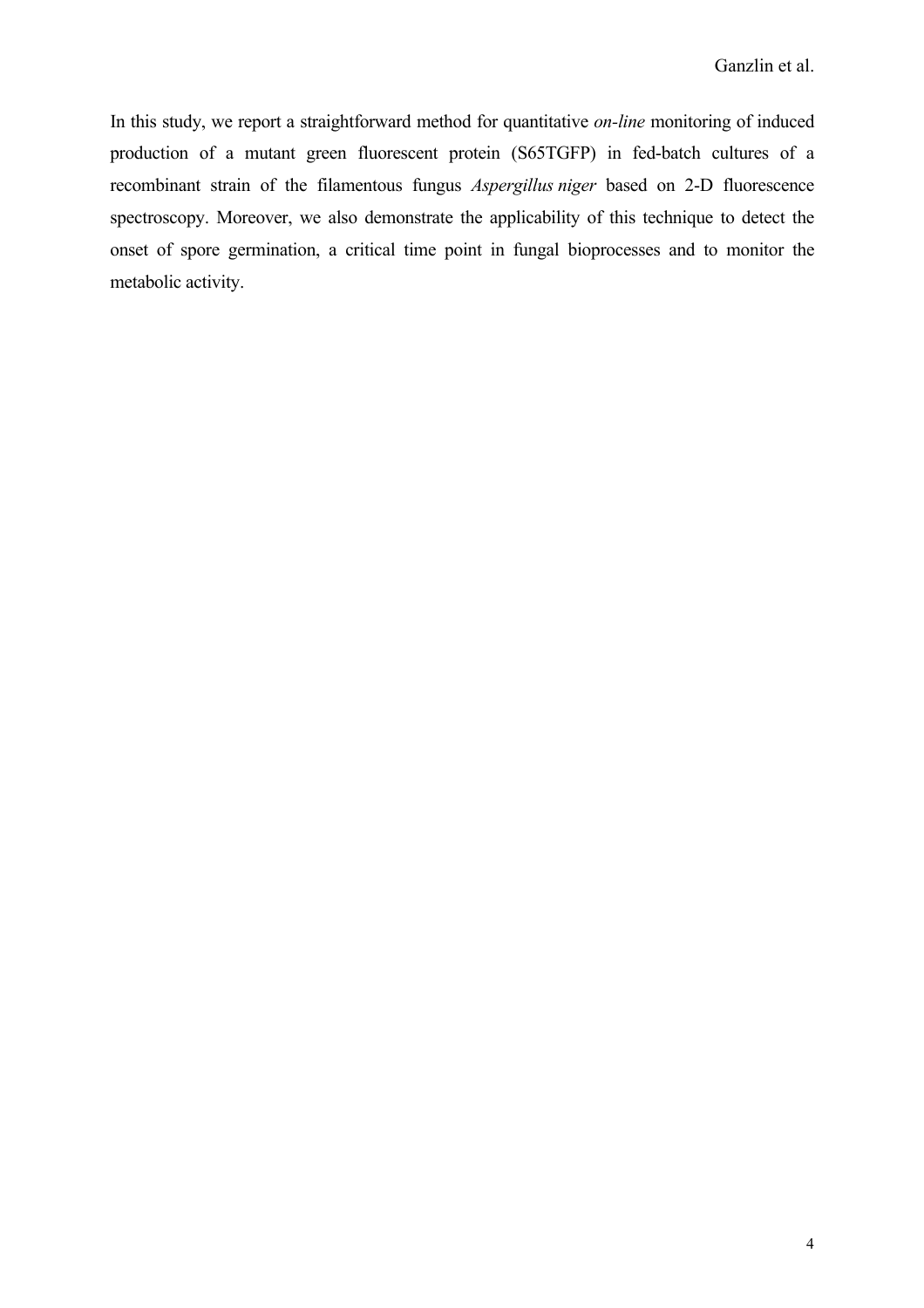In this study, we report a straightforward method for quantitative *on-line* monitoring of induced production of a mutant green fluorescent protein (S65TGFP) in fed-batch cultures of a recombinant strain of the filamentous fungus *Aspergillus niger* based on 2-D fluorescence spectroscopy. Moreover, we also demonstrate the applicability of this technique to detect the onset of spore germination, a critical time point in fungal bioprocesses and to monitor the metabolic activity.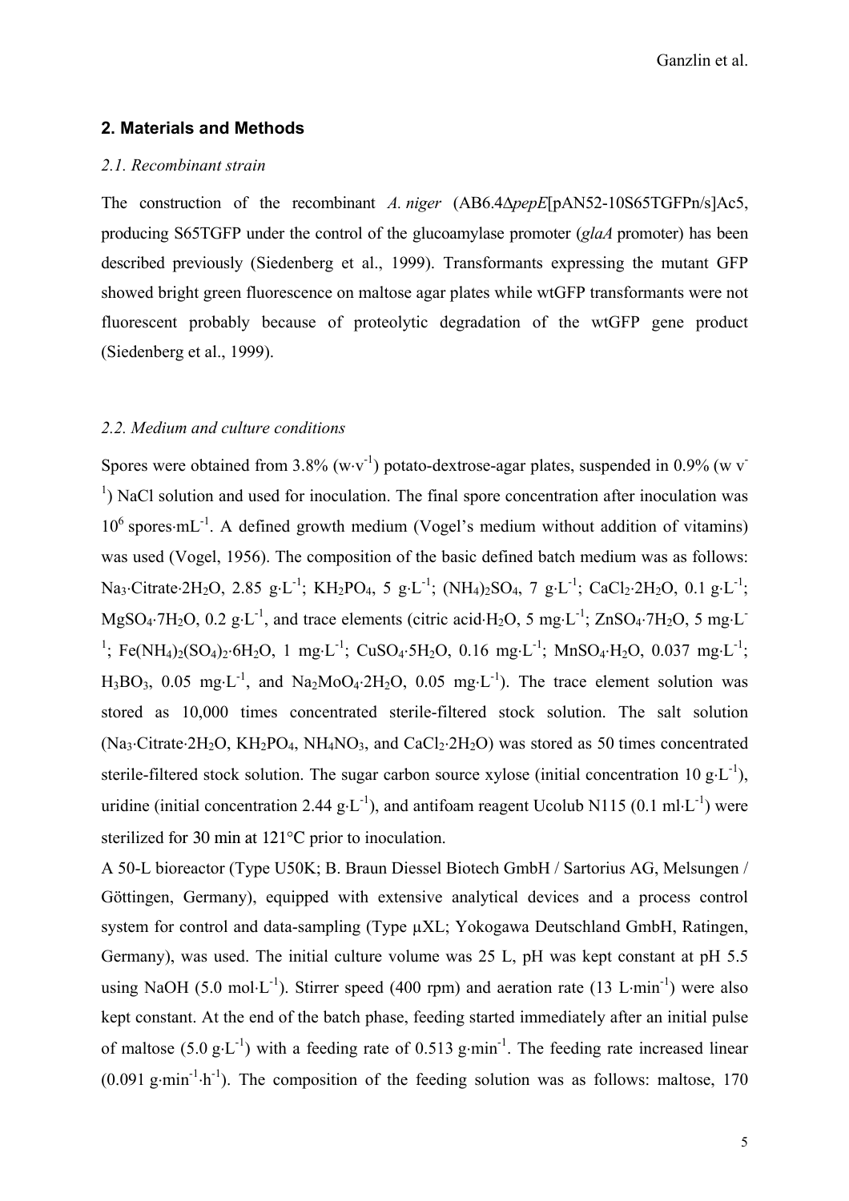## 2. Materials and Methods

### *2.1. Recombinant strain*

The construction of the recombinant *A. niger* (AB6.4Δ*pepE*[pAN52-10S65TGFPn/s]Ac5, producing S65TGFP under the control of the glucoamylase promoter (*glaA* promoter) has been described previously (Siedenberg et al., 1999). Transformants expressing the mutant GFP showed bright green fluorescence on maltose agar plates while wtGFP transformants were not fluorescent probably because of proteolytic degradation of the wtGFP gene product (Siedenberg et al., 1999).

### *2.2. Medium and culture conditions*

Spores were obtained from 3.8% ($w \cdot v^{-1}$) potato-dextrose-agar plates, suspended in 0.9% ($w\ v^{-1}$) NaCl solution and used for inoculation. The final spore concentration after inoculation was $10^6$ spores·$mL^{-1}$. A defined growth medium (Vogel's medium without addition of vitamins) was used (Vogel, 1956). The composition of the basic defined batch medium was as follows: $Na_3 \cdot Citrate \cdot 2H_2O$, 2.85 $g \cdot L^{-1}$; $KH_2PO_4$, 5 $g \cdot L^{-1}$; $(NH_4)_2SO_4$, 7 $g \cdot L^{-1}$; $CaCl_2 \cdot 2H_2O$, 0.1 $g \cdot L^{-1}$; $MgSO_4 \cdot 7H_2O$, 0.2 $g \cdot L^{-1}$, and trace elements (citric acid·$H_2O$, 5 $mg \cdot L^{-1}$; $ZnSO_4 \cdot 7H_2O$, 5 $mg \cdot L^{-1}$; $Fe(NH_4)_2(SO_4)_2 \cdot 6H_2O$, 1 $mg \cdot L^{-1}$; $CuSO_4 \cdot 5H_2O$, 0.16 $mg \cdot L^{-1}$; $MnSO_4 \cdot H_2O$, 0.037 $mg \cdot L^{-1}$; $H_3BO_3$, 0.05 $mg \cdot L^{-1}$, and $Na_2MoO_4 \cdot 2H_2O$, 0.05 $mg \cdot L^{-1}$). The trace element solution was stored as 10,000 times concentrated sterile-filtered stock solution. The salt solution ($Na_3 \cdot Citrate \cdot 2H_2O$, $KH_2PO_4$, $NH_4NO_3$, and $CaCl_2 \cdot 2H_2O$) was stored as 50 times concentrated sterile-filtered stock solution. The sugar carbon source xylose (initial concentration 10 $g \cdot L^{-1}$), uridine (initial concentration 2.44 $g \cdot L^{-1}$), and antifoam reagent Ucolub N115 (0.1 $ml \cdot L^{-1}$) were sterilized for 30 min at 121°C prior to inoculation.

A 50-L bioreactor (Type U50K; B. Braun Diessel Biotech GmbH / Sartorius AG, Melsungen / Göttingen, Germany), equipped with extensive analytical devices and a process control system for control and data-sampling (Type µXL; Yokogawa Deutschland GmbH, Ratingen, Germany), was used. The initial culture volume was 25 L, pH was kept constant at pH 5.5 using NaOH (5.0 $mol \cdot L^{-1}$). Stirrer speed (400 rpm) and aeration rate (13 $L \cdot min^{-1}$) were also kept constant. At the end of the batch phase, feeding started immediately after an initial pulse of maltose (5.0 $g \cdot L^{-1}$) with a feeding rate of 0.513 $g \cdot min^{-1}$. The feeding rate increased linear (0.091 $g \cdot min^{-1} \cdot h^{-1}$). The composition of the feeding solution was as follows: maltose, 170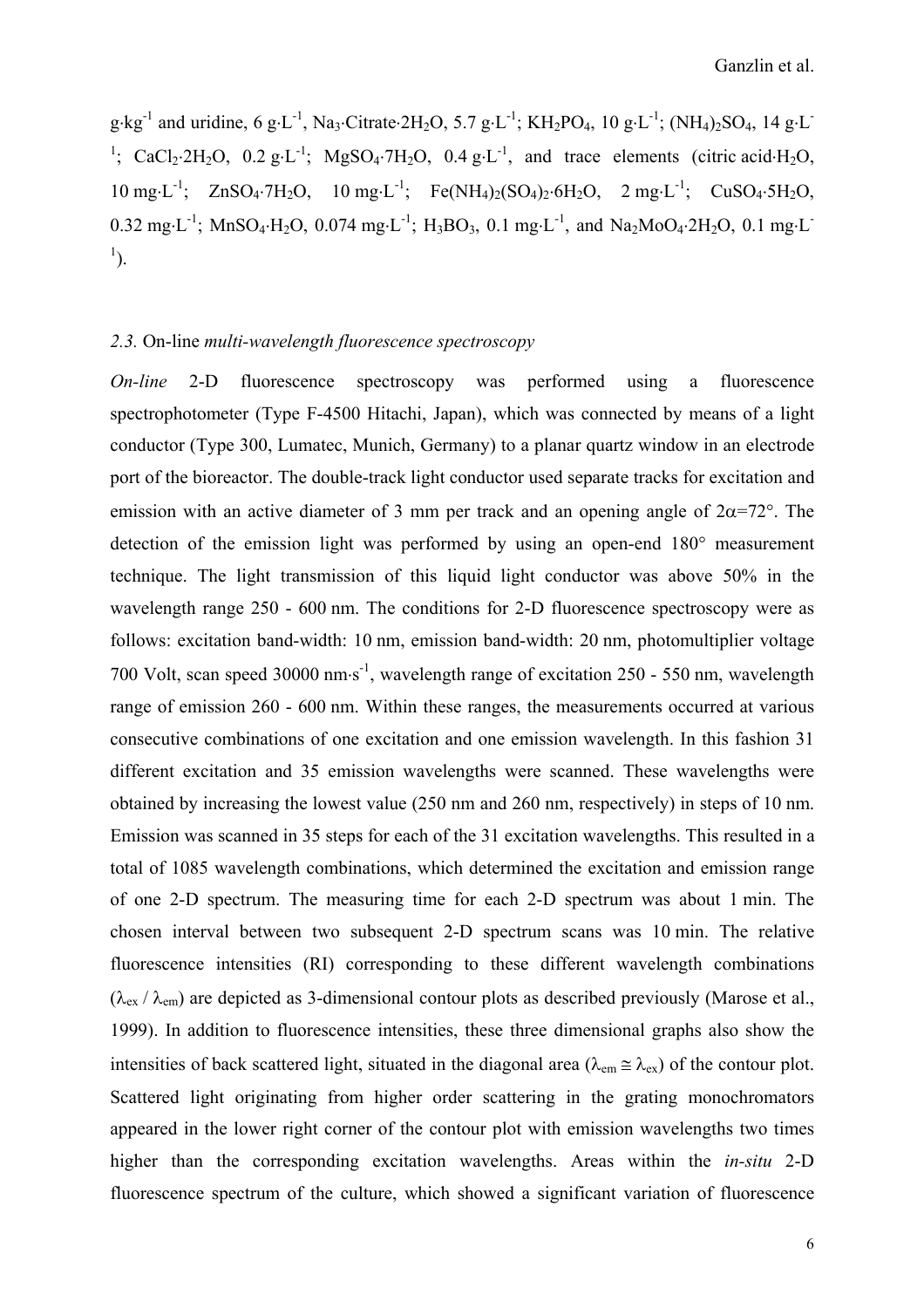g·kg$^{-1}$ and uridine, 6 g·L$^{-1}$, $Na_3$·Citrate·$2H_2O$, 5.7 g·L$^{-1}$; $KH_2PO_4$, 10 g·L$^{-1}$; $(NH_4)_2SO_4$, 14 g·L$^{-1}$; $CaCl_2$·$2H_2O$, 0.2 g·L$^{-1}$; $MgSO_4$·$7H_2O$, 0.4 g·L$^{-1}$, and trace elements (citric acid·$H_2O$, 10 mg·L$^{-1}$; $ZnSO_4$·$7H_2O$, 10 mg·L$^{-1}$; $Fe(NH_4)_2(SO_4)_2$·$6H_2O$, 2 mg·L$^{-1}$; $CuSO_4$·$5H_2O$, 0.32 mg·L$^{-1}$; $MnSO_4$·$H_2O$, 0.074 mg·L$^{-1}$; $H_3BO_3$, 0.1 mg·L$^{-1}$, and $Na_2MoO_4$·$2H_2O$, 0.1 mg·L$^{-1}$).

### *2.3.* On-line *multi-wavelength fluorescence spectroscopy*

*On-line* 2-D fluorescence spectroscopy was performed using a fluorescence spectrophotometer (Type F-4500 Hitachi, Japan), which was connected by means of a light conductor (Type 300, Lumatec, Munich, Germany) to a planar quartz window in an electrode port of the bioreactor. The double-track light conductor used separate tracks for excitation and emission with an active diameter of 3 mm per track and an opening angle of $2\alpha$=72°. The detection of the emission light was performed by using an open-end 180° measurement technique. The light transmission of this liquid light conductor was above 50% in the wavelength range 250 - 600 nm. The conditions for 2-D fluorescence spectroscopy were as follows: excitation band-width: 10 nm, emission band-width: 20 nm, photomultiplier voltage 700 Volt, scan speed 30000 nm·s$^{-1}$, wavelength range of excitation 250 - 550 nm, wavelength range of emission 260 - 600 nm. Within these ranges, the measurements occurred at various consecutive combinations of one excitation and one emission wavelength. In this fashion 31 different excitation and 35 emission wavelengths were scanned. These wavelengths were obtained by increasing the lowest value (250 nm and 260 nm, respectively) in steps of 10 nm. Emission was scanned in 35 steps for each of the 31 excitation wavelengths. This resulted in a total of 1085 wavelength combinations, which determined the excitation and emission range of one 2-D spectrum. The measuring time for each 2-D spectrum was about 1 min. The chosen interval between two subsequent 2-D spectrum scans was 10 min. The relative fluorescence intensities (RI) corresponding to these different wavelength combinations ($\lambda_{ex}$ / $\lambda_{em}$) are depicted as 3-dimensional contour plots as described previously (Marose et al., 1999). In addition to fluorescence intensities, these three dimensional graphs also show the intensities of back scattered light, situated in the diagonal area ($\lambda_{em} \cong \lambda_{ex}$) of the contour plot. Scattered light originating from higher order scattering in the grating monochromators appeared in the lower right corner of the contour plot with emission wavelengths two times higher than the corresponding excitation wavelengths. Areas within the *in-situ* 2-D fluorescence spectrum of the culture, which showed a significant variation of fluorescence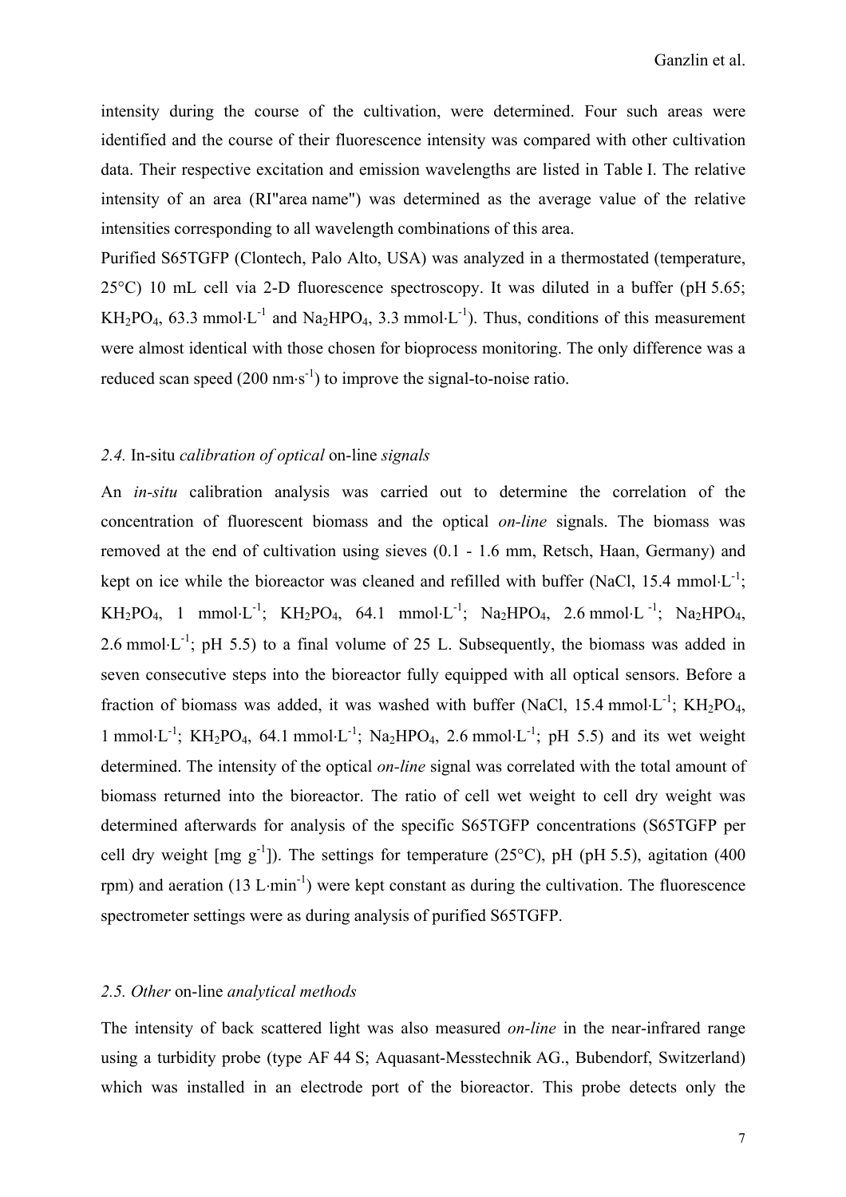intensity during the course of the cultivation, were determined. Four such areas were identified and the course of their fluorescence intensity was compared with other cultivation data. Their respective excitation and emission wavelengths are listed in Table I. The relative intensity of an area (RI"area name") was determined as the average value of the relative intensities corresponding to all wavelength combinations of this area.

Purified S65TGFP (Clontech, Palo Alto, USA) was analyzed in a thermostated (temperature, 25°C) 10 mL cell via 2-D fluorescence spectroscopy. It was diluted in a buffer (pH 5.65; $KH_2PO_4$, 63.3 mmol·L$^{-1}$ and $Na_2HPO_4$, 3.3 mmol·L$^{-1}$). Thus, conditions of this measurement were almost identical with those chosen for bioprocess monitoring. The only difference was a reduced scan speed (200 nm·s$^{-1}$) to improve the signal-to-noise ratio.

### *2.4.* In-situ *calibration of optical* on-line *signals*

An *in-situ* calibration analysis was carried out to determine the correlation of the concentration of fluorescent biomass and the optical *on-line* signals. The biomass was removed at the end of cultivation using sieves (0.1 - 1.6 mm, Retsch, Haan, Germany) and kept on ice while the bioreactor was cleaned and refilled with buffer (NaCl, 15.4 mmol·L$^{-1}$; $KH_2PO_4$, 1 mmol·L$^{-1}$; $KH_2PO_4$, 64.1 mmol·L$^{-1}$; $Na_2HPO_4$, 2.6 mmol·L$^{-1}$; $Na_2HPO_4$, 2.6 mmol·L$^{-1}$; pH 5.5) to a final volume of 25 L. Subsequently, the biomass was added in seven consecutive steps into the bioreactor fully equipped with all optical sensors. Before a fraction of biomass was added, it was washed with buffer (NaCl, 15.4 mmol·L$^{-1}$; $KH_2PO_4$, 1 mmol·L$^{-1}$; $KH_2PO_4$, 64.1 mmol·L$^{-1}$; $Na_2HPO_4$, 2.6 mmol·L$^{-1}$; pH 5.5) and its wet weight determined. The intensity of the optical *on-line* signal was correlated with the total amount of biomass returned into the bioreactor. The ratio of cell wet weight to cell dry weight was determined afterwards for analysis of the specific S65TGFP concentrations (S65TGFP per cell dry weight [mg g$^{-1}$]). The settings for temperature (25°C), pH (pH 5.5), agitation (400 rpm) and aeration (13 L·min$^{-1}$) were kept constant as during the cultivation. The fluorescence spectrometer settings were as during analysis of purified S65TGFP.

### *2.5. Other* on-line *analytical methods*

The intensity of back scattered light was also measured *on-line* in the near-infrared range using a turbidity probe (type AF 44 S; Aquasant-Messtechnik AG., Bubendorf, Switzerland) which was installed in an electrode port of the bioreactor. This probe detects only the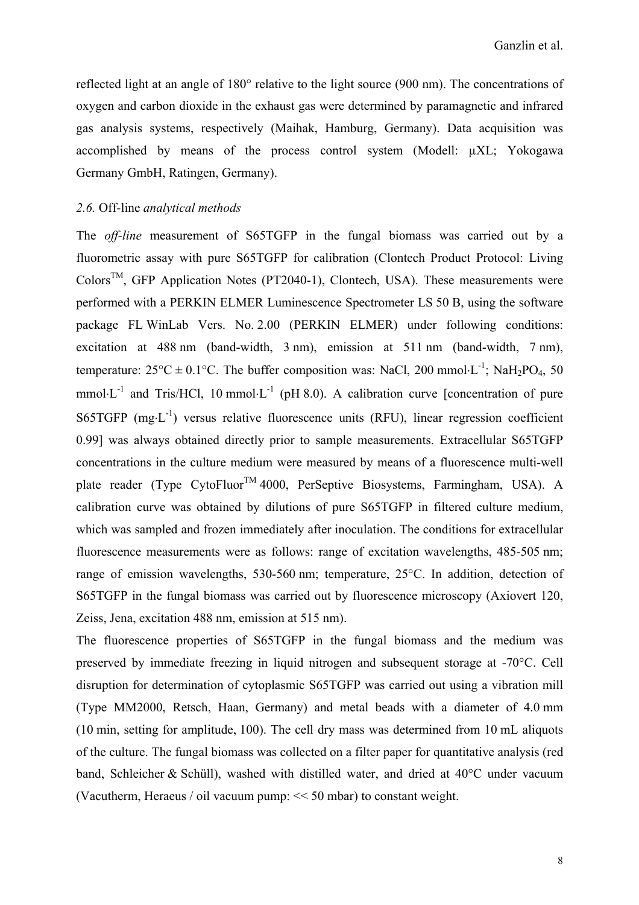reflected light at an angle of 180° relative to the light source (900 nm). The concentrations of oxygen and carbon dioxide in the exhaust gas were determined by paramagnetic and infrared gas analysis systems, respectively (Maihak, Hamburg, Germany). Data acquisition was accomplished by means of the process control system (Modell: µXL; Yokogawa Germany GmbH, Ratingen, Germany).

### *2.6.* Off-line *analytical methods*

The *off-line* measurement of S65TGFP in the fungal biomass was carried out by a fluorometric assay with pure S65TGFP for calibration (Clontech Product Protocol: Living Colors™, GFP Application Notes (PT2040-1), Clontech, USA). These measurements were performed with a PERKIN ELMER Luminescence Spectrometer LS 50 B, using the software package FL WinLab Vers. No. 2.00 (PERKIN ELMER) under following conditions: excitation at 488 nm (band-width, 3 nm), emission at 511 nm (band-width, 7 nm), temperature: 25°C ± 0.1°C. The buffer composition was: NaCl, 200 mmol·L$^{-1}$; $NaH_2PO_4$, 50 mmol·L$^{-1}$ and Tris/HCl, 10 mmol·L$^{-1}$ (pH 8.0). A calibration curve [concentration of pure S65TGFP (mg·L$^{-1}$) versus relative fluorescence units (RFU), linear regression coefficient 0.99] was always obtained directly prior to sample measurements. Extracellular S65TGFP concentrations in the culture medium were measured by means of a fluorescence multi-well plate reader (Type CytoFluor™ 4000, PerSeptive Biosystems, Farmingham, USA). A calibration curve was obtained by dilutions of pure S65TGFP in filtered culture medium, which was sampled and frozen immediately after inoculation. The conditions for extracellular fluorescence measurements were as follows: range of excitation wavelengths, 485-505 nm; range of emission wavelengths, 530-560 nm; temperature, 25°C. In addition, detection of S65TGFP in the fungal biomass was carried out by fluorescence microscopy (Axiovert 120, Zeiss, Jena, excitation 488 nm, emission at 515 nm).

The fluorescence properties of S65TGFP in the fungal biomass and the medium was preserved by immediate freezing in liquid nitrogen and subsequent storage at -70°C. Cell disruption for determination of cytoplasmic S65TGFP was carried out using a vibration mill (Type MM2000, Retsch, Haan, Germany) and metal beads with a diameter of 4.0 mm (10 min, setting for amplitude, 100). The cell dry mass was determined from 10 mL aliquots of the culture. The fungal biomass was collected on a filter paper for quantitative analysis (red band, Schleicher & Schüll), washed with distilled water, and dried at 40°C under vacuum (Vacutherm, Heraeus / oil vacuum pump: << 50 mbar) to constant weight.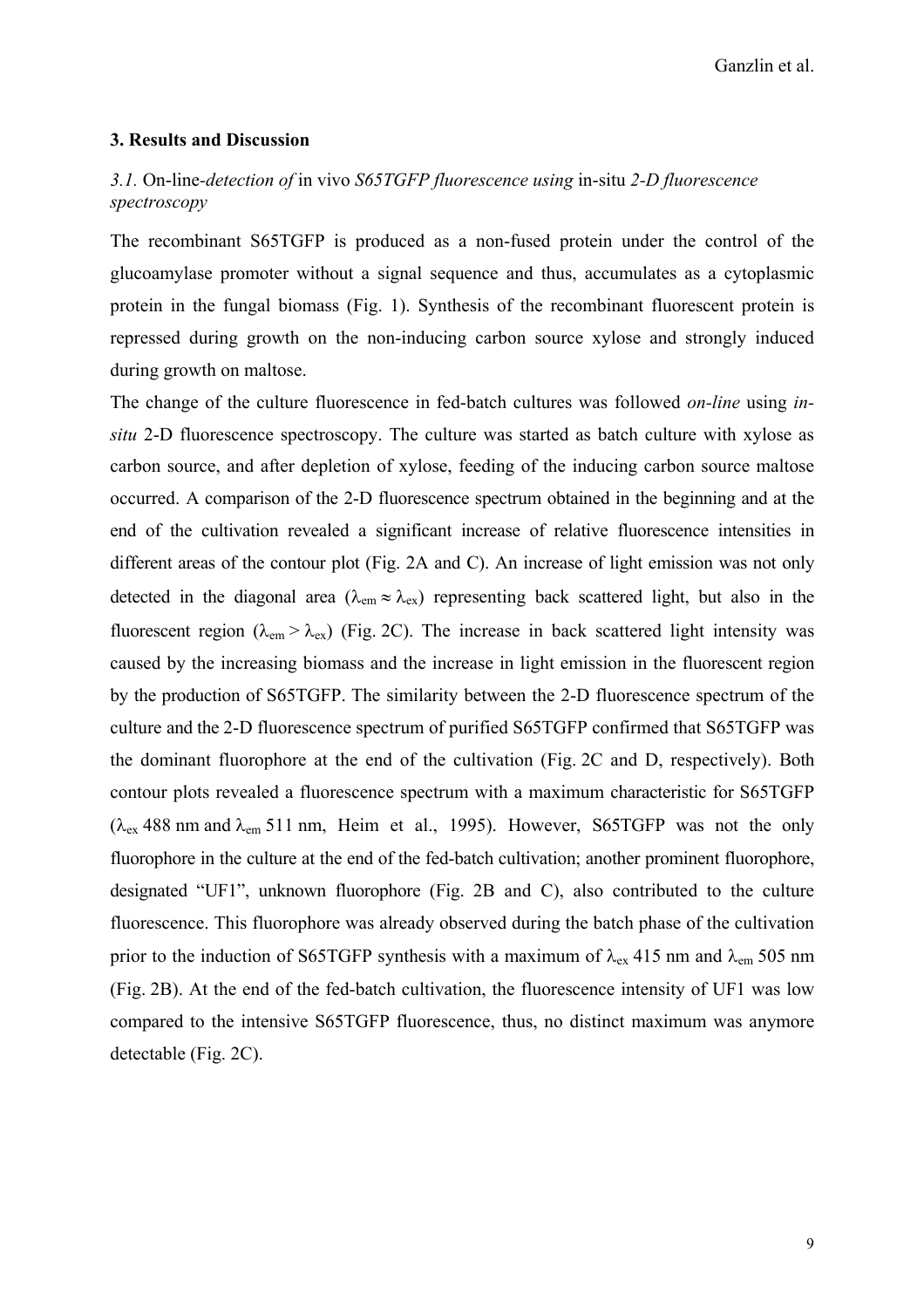## 3. Results and Discussion

### *3.1.* On-line-*detection of* in vivo *S65TGFP fluorescence using* in-situ *2-D fluorescence spectroscopy*

The recombinant S65TGFP is produced as a non-fused protein under the control of the glucoamylase promoter without a signal sequence and thus, accumulates as a cytoplasmic protein in the fungal biomass (Fig. 1). Synthesis of the recombinant fluorescent protein is repressed during growth on the non-inducing carbon source xylose and strongly induced during growth on maltose.

The change of the culture fluorescence in fed-batch cultures was followed *on-line* using *in-situ* 2-D fluorescence spectroscopy. The culture was started as batch culture with xylose as carbon source, and after depletion of xylose, feeding of the inducing carbon source maltose occurred. A comparison of the 2-D fluorescence spectrum obtained in the beginning and at the end of the cultivation revealed a significant increase of relative fluorescence intensities in different areas of the contour plot (Fig. 2A and C). An increase of light emission was not only detected in the diagonal area ($\lambda_{em} \approx \lambda_{ex}$) representing back scattered light, but also in the fluorescent region ($\lambda_{em} > \lambda_{ex}$) (Fig. 2C). The increase in back scattered light intensity was caused by the increasing biomass and the increase in light emission in the fluorescent region by the production of S65TGFP. The similarity between the 2-D fluorescence spectrum of the culture and the 2-D fluorescence spectrum of purified S65TGFP confirmed that S65TGFP was the dominant fluorophore at the end of the cultivation (Fig. 2C and D, respectively). Both contour plots revealed a fluorescence spectrum with a maximum characteristic for S65TGFP ($\lambda_{ex}$ 488 nm and $\lambda_{em}$ 511 nm, Heim et al., 1995). However, S65TGFP was not the only fluorophore in the culture at the end of the fed-batch cultivation; another prominent fluorophore, designated "UF1", unknown fluorophore (Fig. 2B and C), also contributed to the culture fluorescence. This fluorophore was already observed during the batch phase of the cultivation prior to the induction of S65TGFP synthesis with a maximum of $\lambda_{ex}$ 415 nm and $\lambda_{em}$ 505 nm (Fig. 2B). At the end of the fed-batch cultivation, the fluorescence intensity of UF1 was low compared to the intensive S65TGFP fluorescence, thus, no distinct maximum was anymore detectable (Fig. 2C).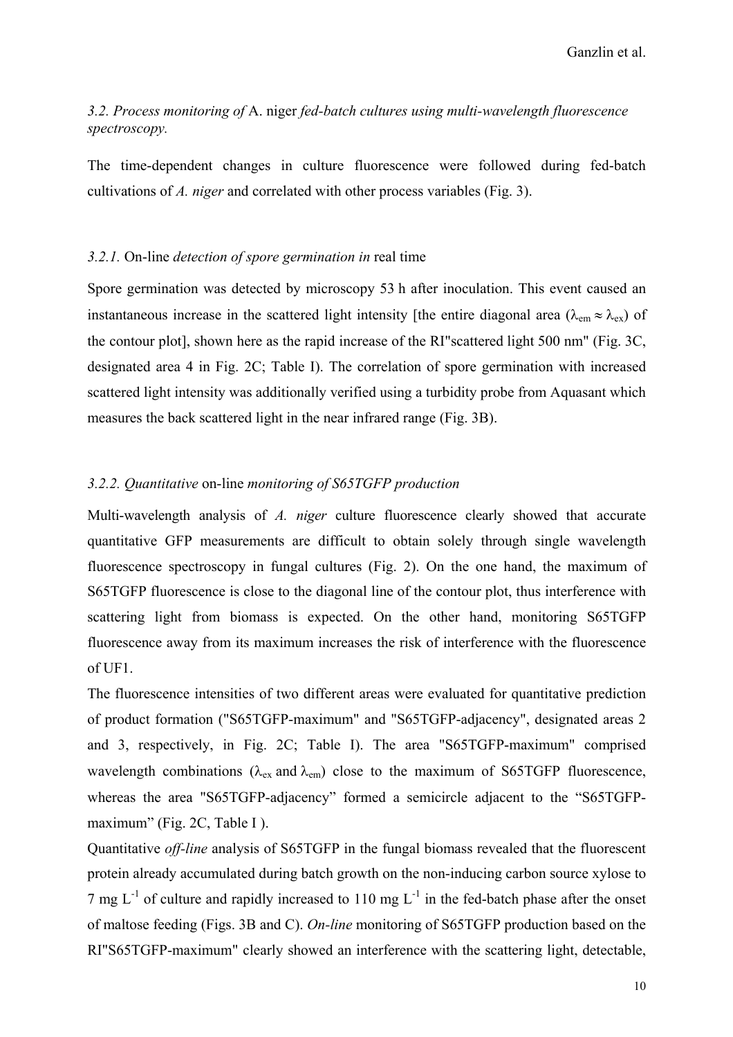### 3.2. *Process monitoring of* A. niger *fed-batch cultures using multi-wavelength fluorescence spectroscopy.*

The time-dependent changes in culture fluorescence were followed during fed-batch cultivations of *A. niger* and correlated with other process variables (Fig. 3).

#### 3.2.1. On-line *detection of spore germination in* real time

Spore germination was detected by microscopy 53 h after inoculation. This event caused an instantaneous increase in the scattered light intensity [the entire diagonal area ($\lambda_{em} \approx \lambda_{ex}$) of the contour plot], shown here as the rapid increase of the RI"scattered light 500 nm" (Fig. 3C, designated area 4 in Fig. 2C; Table I). The correlation of spore germination with increased scattered light intensity was additionally verified using a turbidity probe from Aquasant which measures the back scattered light in the near infrared range (Fig. 3B).

#### 3.2.2. *Quantitative* on-line *monitoring of S65TGFP production*

Multi-wavelength analysis of *A. niger* culture fluorescence clearly showed that accurate quantitative GFP measurements are difficult to obtain solely through single wavelength fluorescence spectroscopy in fungal cultures (Fig. 2). On the one hand, the maximum of S65TGFP fluorescence is close to the diagonal line of the contour plot, thus interference with scattering light from biomass is expected. On the other hand, monitoring S65TGFP fluorescence away from its maximum increases the risk of interference with the fluorescence of UF1.

The fluorescence intensities of two different areas were evaluated for quantitative prediction of product formation ("S65TGFP-maximum" and "S65TGFP-adjacency", designated areas 2 and 3, respectively, in Fig. 2C; Table I). The area "S65TGFP-maximum" comprised wavelength combinations ($\lambda_{ex}$ and $\lambda_{em}$) close to the maximum of S65TGFP fluorescence, whereas the area "S65TGFP-adjacency" formed a semicircle adjacent to the "S65TGFP-maximum" (Fig. 2C, Table I ).

Quantitative *off-line* analysis of S65TGFP in the fungal biomass revealed that the fluorescent protein already accumulated during batch growth on the non-inducing carbon source xylose to 7 mg $L^{-1}$ of culture and rapidly increased to 110 mg $L^{-1}$ in the fed-batch phase after the onset of maltose feeding (Figs. 3B and C). *On-line* monitoring of S65TGFP production based on the RI"S65TGFP-maximum" clearly showed an interference with the scattering light, detectable,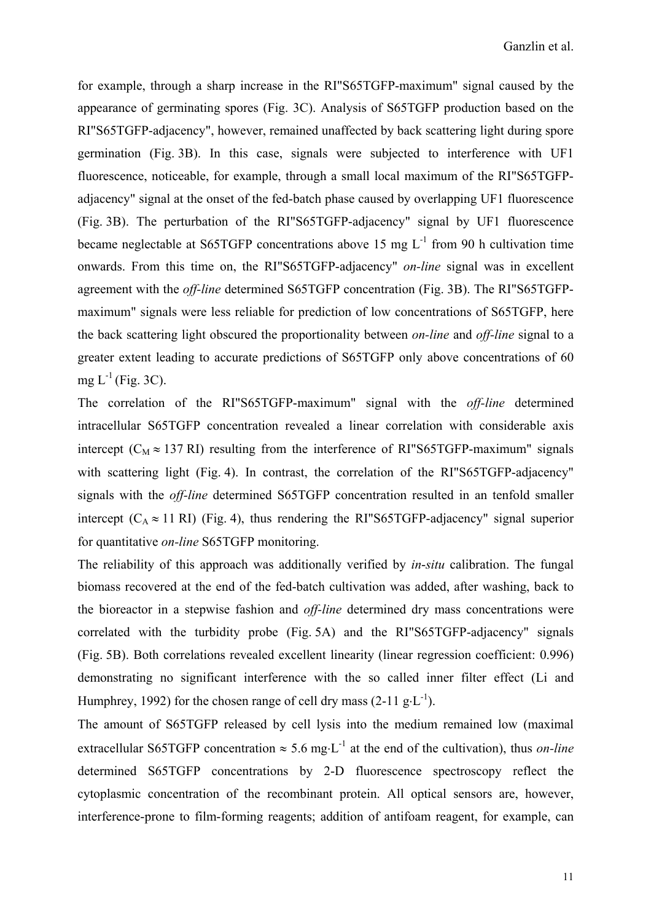for example, through a sharp increase in the RI"S65TGFP-maximum" signal caused by the appearance of germinating spores (Fig. 3C). Analysis of S65TGFP production based on the RI"S65TGFP-adjacency", however, remained unaffected by back scattering light during spore germination (Fig. 3B). In this case, signals were subjected to interference with UF1 fluorescence, noticeable, for example, through a small local maximum of the RI"S65TGFP-adjacency" signal at the onset of the fed-batch phase caused by overlapping UF1 fluorescence (Fig. 3B). The perturbation of the RI"S65TGFP-adjacency" signal by UF1 fluorescence became neglectable at S65TGFP concentrations above 15 mg $L^{-1}$ from 90 h cultivation time onwards. From this time on, the RI"S65TGFP-adjacency" *on-line* signal was in excellent agreement with the *off-line* determined S65TGFP concentration (Fig. 3B). The RI"S65TGFP-maximum" signals were less reliable for prediction of low concentrations of S65TGFP, here the back scattering light obscured the proportionality between *on-line* and *off-line* signal to a greater extent leading to accurate predictions of S65TGFP only above concentrations of 60 mg $L^{-1}$ (Fig. 3C).

The correlation of the RI"S65TGFP-maximum" signal with the *off-line* determined intracellular S65TGFP concentration revealed a linear correlation with considerable axis intercept ($C_M \approx 137$ RI) resulting from the interference of RI"S65TGFP-maximum" signals with scattering light (Fig. 4). In contrast, the correlation of the RI"S65TGFP-adjacency" signals with the *off-line* determined S65TGFP concentration resulted in an tenfold smaller intercept ($C_A \approx 11$ RI) (Fig. 4), thus rendering the RI"S65TGFP-adjacency" signal superior for quantitative *on-line* S65TGFP monitoring.

The reliability of this approach was additionally verified by *in-situ* calibration. The fungal biomass recovered at the end of the fed-batch cultivation was added, after washing, back to the bioreactor in a stepwise fashion and *off-line* determined dry mass concentrations were correlated with the turbidity probe (Fig. 5A) and the RI"S65TGFP-adjacency" signals (Fig. 5B). Both correlations revealed excellent linearity (linear regression coefficient: 0.996) demonstrating no significant interference with the so called inner filter effect (Li and Humphrey, 1992) for the chosen range of cell dry mass (2-11 $g \cdot L^{-1}$).

The amount of S65TGFP released by cell lysis into the medium remained low (maximal extracellular S65TGFP concentration $\approx$ 5.6 $mg \cdot L^{-1}$ at the end of the cultivation), thus *on-line* determined S65TGFP concentrations by 2-D fluorescence spectroscopy reflect the cytoplasmic concentration of the recombinant protein. All optical sensors are, however, interference-prone to film-forming reagents; addition of antifoam reagent, for example, can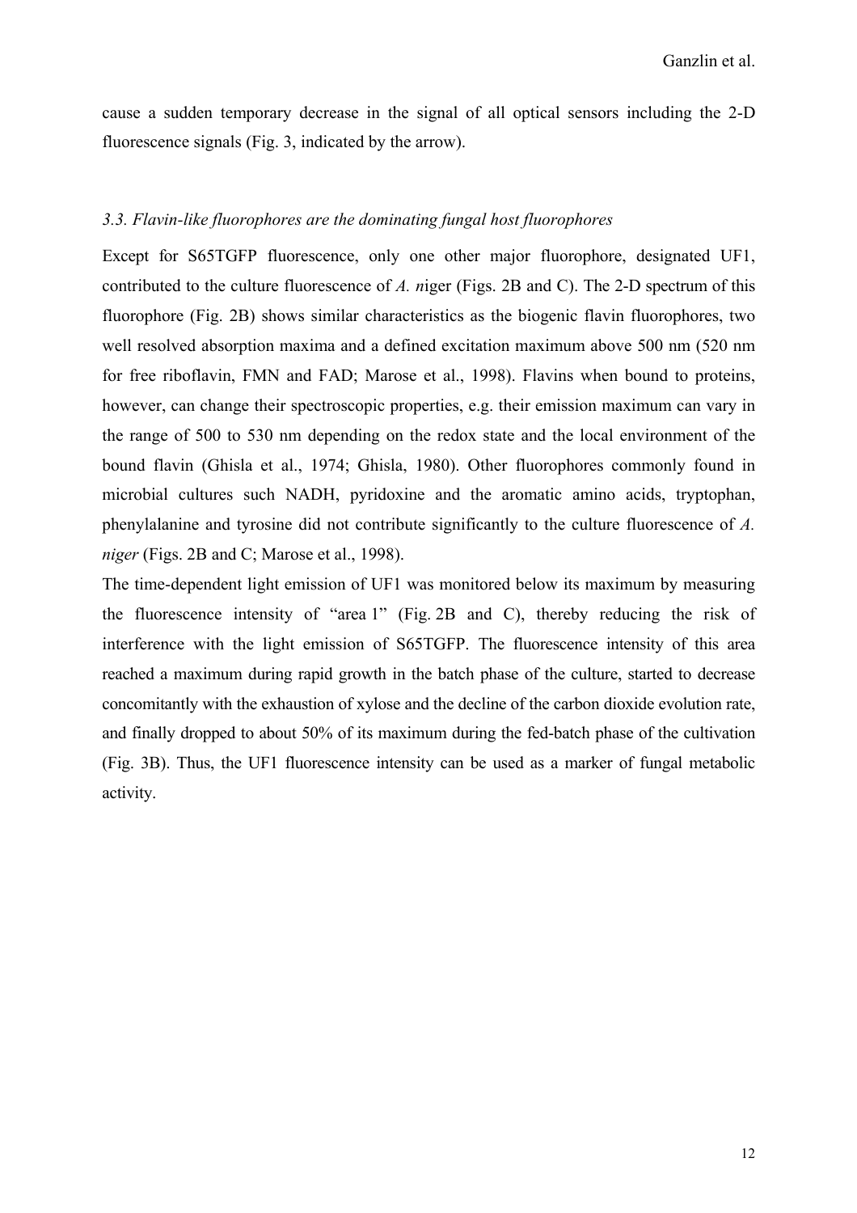cause a sudden temporary decrease in the signal of all optical sensors including the 2-D fluorescence signals (Fig. 3, indicated by the arrow).

### *3.3. Flavin-like fluorophores are the dominating fungal host fluorophores*

Except for S65TGFP fluorescence, only one other major fluorophore, designated UF1, contributed to the culture fluorescence of *A. n*iger (Figs. 2B and C). The 2-D spectrum of this fluorophore (Fig. 2B) shows similar characteristics as the biogenic flavin fluorophores, two well resolved absorption maxima and a defined excitation maximum above 500 nm (520 nm for free riboflavin, FMN and FAD; Marose et al., 1998). Flavins when bound to proteins, however, can change their spectroscopic properties, e.g. their emission maximum can vary in the range of 500 to 530 nm depending on the redox state and the local environment of the bound flavin (Ghisla et al., 1974; Ghisla, 1980). Other fluorophores commonly found in microbial cultures such NADH, pyridoxine and the aromatic amino acids, tryptophan, phenylalanine and tyrosine did not contribute significantly to the culture fluorescence of *A. niger* (Figs. 2B and C; Marose et al., 1998).

The time-dependent light emission of UF1 was monitored below its maximum by measuring the fluorescence intensity of "area 1" (Fig. 2B and C), thereby reducing the risk of interference with the light emission of S65TGFP. The fluorescence intensity of this area reached a maximum during rapid growth in the batch phase of the culture, started to decrease concomitantly with the exhaustion of xylose and the decline of the carbon dioxide evolution rate, and finally dropped to about 50% of its maximum during the fed-batch phase of the cultivation (Fig. 3B). Thus, the UF1 fluorescence intensity can be used as a marker of fungal metabolic activity.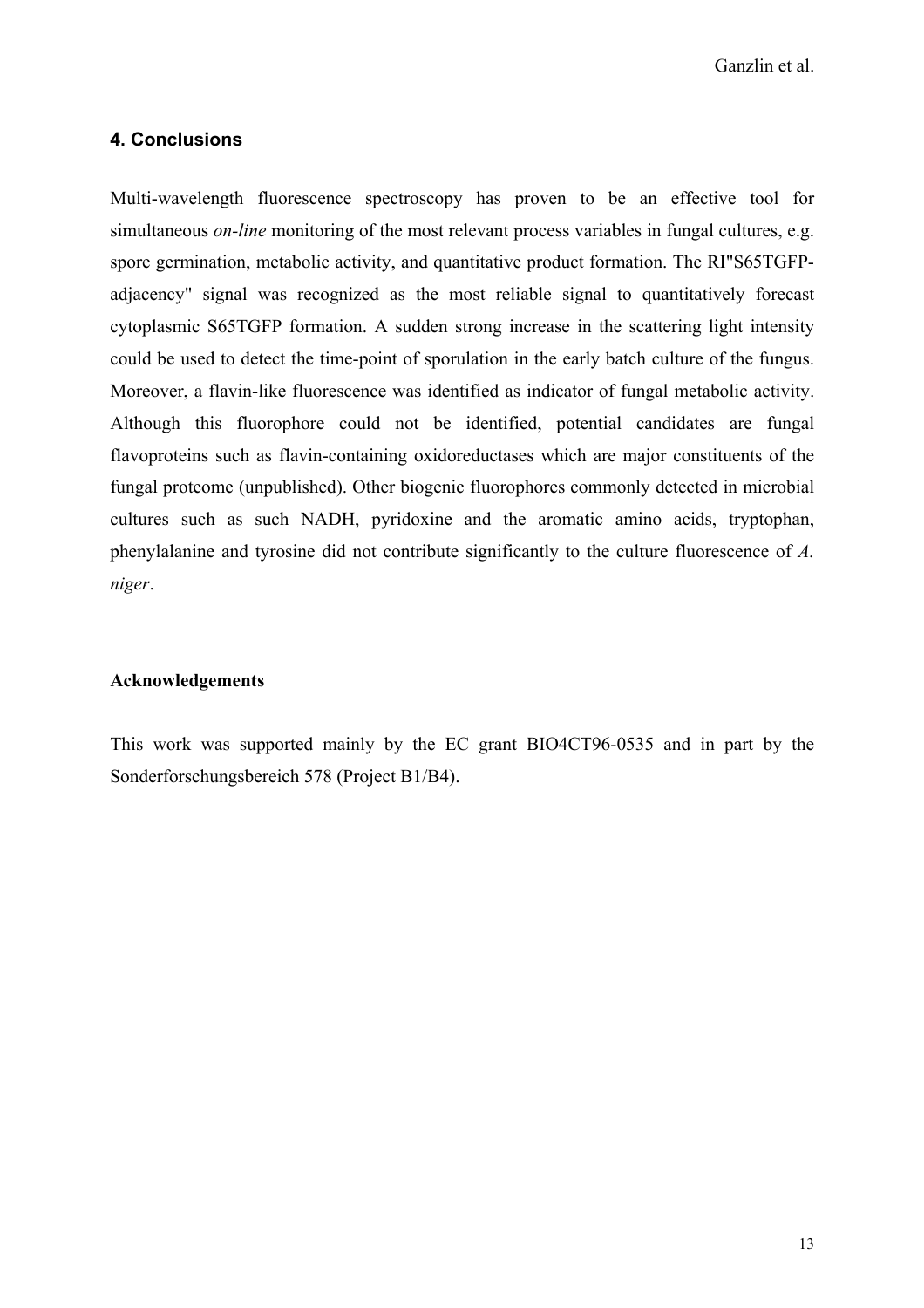## 4. Conclusions

Multi-wavelength fluorescence spectroscopy has proven to be an effective tool for simultaneous *on-line* monitoring of the most relevant process variables in fungal cultures, e.g. spore germination, metabolic activity, and quantitative product formation. The RI"S65TGFP-adjacency" signal was recognized as the most reliable signal to quantitatively forecast cytoplasmic S65TGFP formation. A sudden strong increase in the scattering light intensity could be used to detect the time-point of sporulation in the early batch culture of the fungus. Moreover, a flavin-like fluorescence was identified as indicator of fungal metabolic activity. Although this fluorophore could not be identified, potential candidates are fungal flavoproteins such as flavin-containing oxidoreductases which are major constituents of the fungal proteome (unpublished). Other biogenic fluorophores commonly detected in microbial cultures such as such NADH, pyridoxine and the aromatic amino acids, tryptophan, phenylalanine and tyrosine did not contribute significantly to the culture fluorescence of *A. niger*.

### Acknowledgements

This work was supported mainly by the EC grant BIO4CT96-0535 and in part by the Sonderforschungsbereich 578 (Project B1/B4).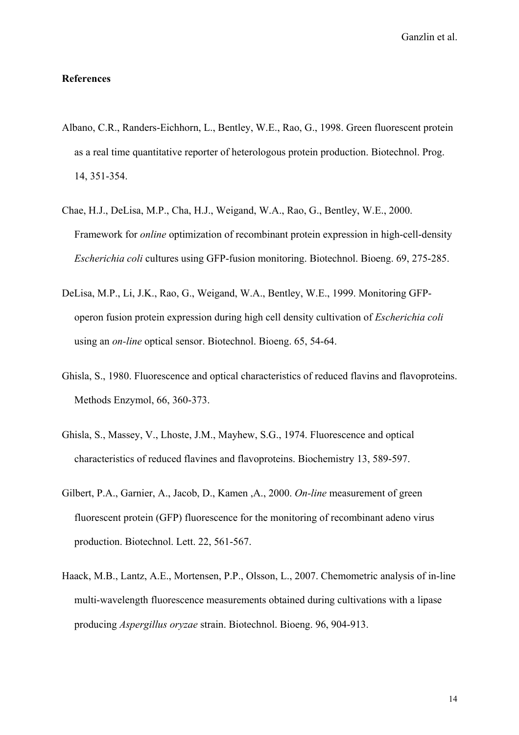**References**

Albano, C.R., Randers-Eichhorn, L., Bentley, W.E., Rao, G., 1998. Green fluorescent protein as a real time quantitative reporter of heterologous protein production. Biotechnol. Prog. 14, 351-354.

Chae, H.J., DeLisa, M.P., Cha, H.J., Weigand, W.A., Rao, G., Bentley, W.E., 2000. Framework for *online* optimization of recombinant protein expression in high-cell-density *Escherichia coli* cultures using GFP-fusion monitoring. Biotechnol. Bioeng. 69, 275-285.

DeLisa, M.P., Li, J.K., Rao, G., Weigand, W.A., Bentley, W.E., 1999. Monitoring GFP-operon fusion protein expression during high cell density cultivation of *Escherichia coli* using an *on-line* optical sensor. Biotechnol. Bioeng. 65, 54-64.

Ghisla, S., 1980. Fluorescence and optical characteristics of reduced flavins and flavoproteins. Methods Enzymol, 66, 360-373.

Ghisla, S., Massey, V., Lhoste, J.M., Mayhew, S.G., 1974. Fluorescence and optical characteristics of reduced flavines and flavoproteins. Biochemistry 13, 589-597.

Gilbert, P.A., Garnier, A., Jacob, D., Kamen ,A., 2000. *On-line* measurement of green fluorescent protein (GFP) fluorescence for the monitoring of recombinant adeno virus production. Biotechnol. Lett. 22, 561-567.

Haack, M.B., Lantz, A.E., Mortensen, P.P., Olsson, L., 2007. Chemometric analysis of in-line multi-wavelength fluorescence measurements obtained during cultivations with a lipase producing *Aspergillus oryzae* strain. Biotechnol. Bioeng. 96, 904-913.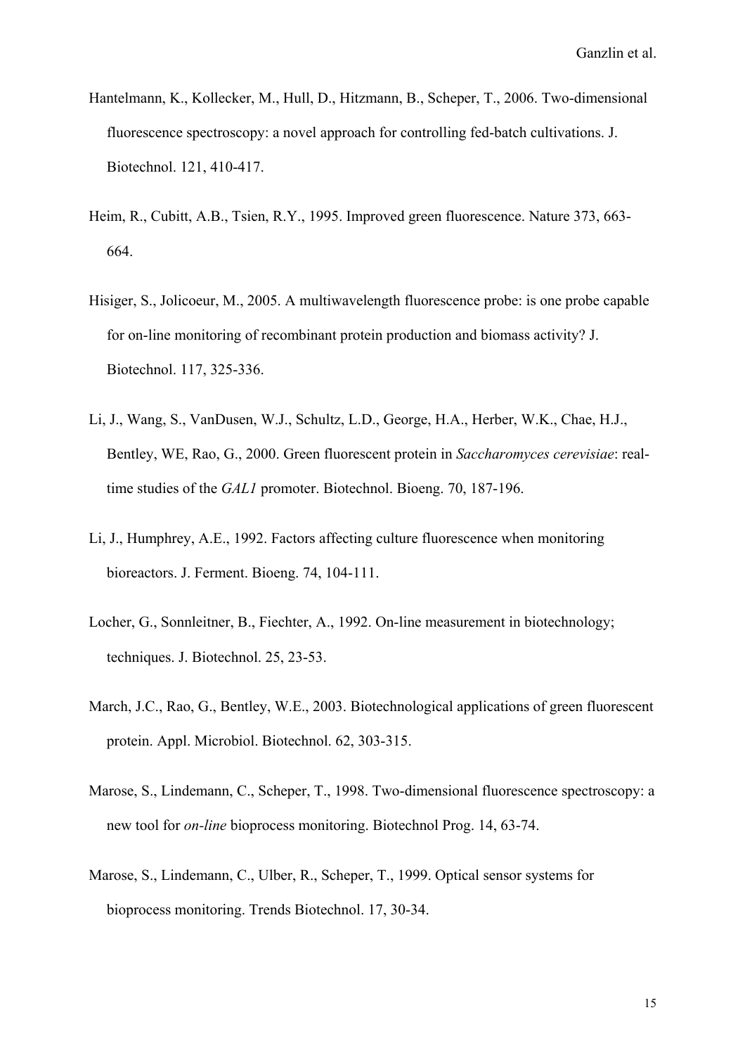Hantelmann, K., Kollecker, M., Hull, D., Hitzmann, B., Scheper, T., 2006. Two-dimensional fluorescence spectroscopy: a novel approach for controlling fed-batch cultivations. J. Biotechnol. 121, 410-417.

Heim, R., Cubitt, A.B., Tsien, R.Y., 1995. Improved green fluorescence. Nature 373, 663-664.

Hisiger, S., Jolicoeur, M., 2005. A multiwavelength fluorescence probe: is one probe capable for on-line monitoring of recombinant protein production and biomass activity? J. Biotechnol. 117, 325-336.

Li, J., Wang, S., VanDusen, W.J., Schultz, L.D., George, H.A., Herber, W.K., Chae, H.J., Bentley, WE, Rao, G., 2000. Green fluorescent protein in *Saccharomyces cerevisiae*: real-time studies of the *GAL1* promoter. Biotechnol. Bioeng. 70, 187-196.

Li, J., Humphrey, A.E., 1992. Factors affecting culture fluorescence when monitoring bioreactors. J. Ferment. Bioeng. 74, 104-111.

Locher, G., Sonnleitner, B., Fiechter, A., 1992. On-line measurement in biotechnology; techniques. J. Biotechnol. 25, 23-53.

March, J.C., Rao, G., Bentley, W.E., 2003. Biotechnological applications of green fluorescent protein. Appl. Microbiol. Biotechnol. 62, 303-315.

Marose, S., Lindemann, C., Scheper, T., 1998. Two-dimensional fluorescence spectroscopy: a new tool for *on-line* bioprocess monitoring. Biotechnol Prog. 14, 63-74.

Marose, S., Lindemann, C., Ulber, R., Scheper, T., 1999. Optical sensor systems for bioprocess monitoring. Trends Biotechnol. 17, 30-34.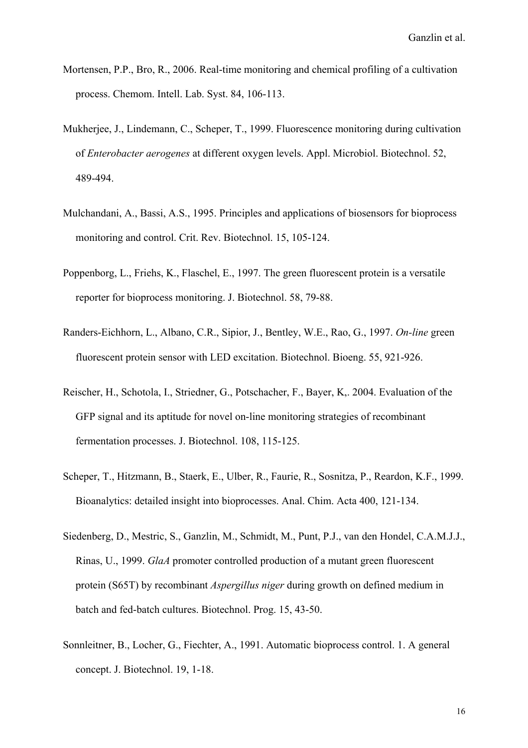Mortensen, P.P., Bro, R., 2006. Real-time monitoring and chemical profiling of a cultivation process. Chemom. Intell. Lab. Syst. 84, 106-113.

Mukherjee, J., Lindemann, C., Scheper, T., 1999. Fluorescence monitoring during cultivation of *Enterobacter aerogenes* at different oxygen levels. Appl. Microbiol. Biotechnol. 52, 489-494.

Mulchandani, A., Bassi, A.S., 1995. Principles and applications of biosensors for bioprocess monitoring and control. Crit. Rev. Biotechnol. 15, 105-124.

Poppenborg, L., Friehs, K., Flaschel, E., 1997. The green fluorescent protein is a versatile reporter for bioprocess monitoring. J. Biotechnol. 58, 79-88.

Randers-Eichhorn, L., Albano, C.R., Sipior, J., Bentley, W.E., Rao, G., 1997. *On-line* green fluorescent protein sensor with LED excitation. Biotechnol. Bioeng. 55, 921-926.

Reischer, H., Schotola, I., Striedner, G., Potschacher, F., Bayer, K,. 2004. Evaluation of the GFP signal and its aptitude for novel on-line monitoring strategies of recombinant fermentation processes. J. Biotechnol. 108, 115-125.

Scheper, T., Hitzmann, B., Staerk, E., Ulber, R., Faurie, R., Sosnitza, P., Reardon, K.F., 1999. Bioanalytics: detailed insight into bioprocesses. Anal. Chim. Acta 400, 121-134.

Siedenberg, D., Mestric, S., Ganzlin, M., Schmidt, M., Punt, P.J., van den Hondel, C.A.M.J.J., Rinas, U., 1999. *GlaA* promoter controlled production of a mutant green fluorescent protein (S65T) by recombinant *Aspergillus niger* during growth on defined medium in batch and fed-batch cultures. Biotechnol. Prog. 15, 43-50.

Sonnleitner, B., Locher, G., Fiechter, A., 1991. Automatic bioprocess control. 1. A general concept. J. Biotechnol. 19, 1-18.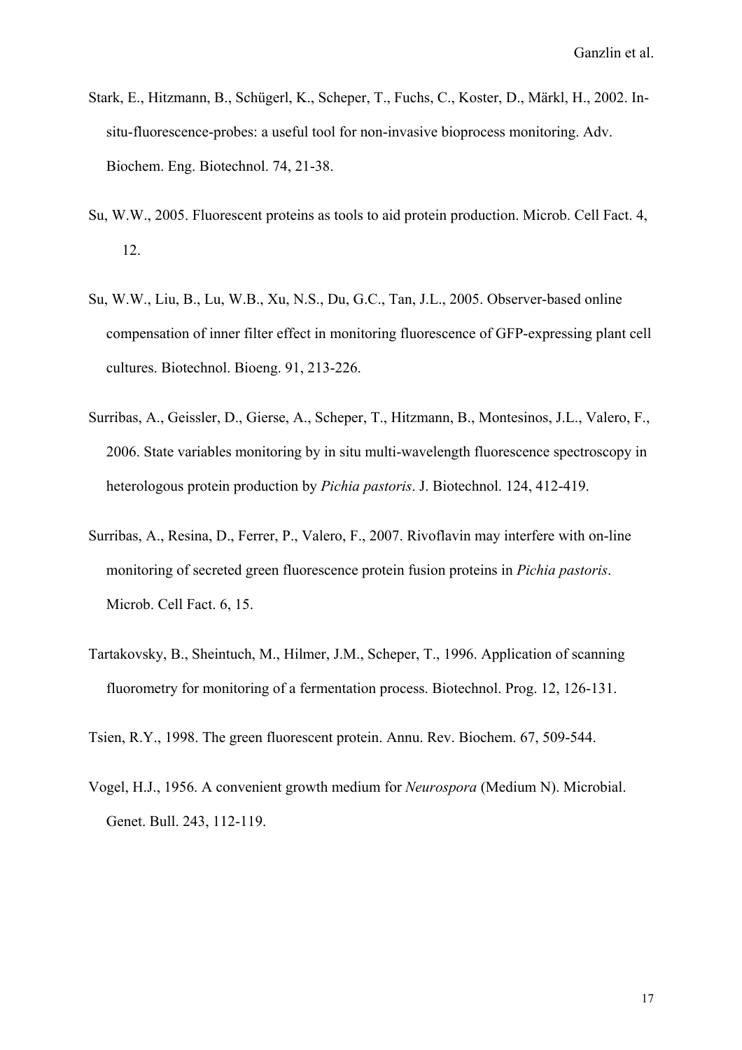Stark, E., Hitzmann, B., Schügerl, K., Scheper, T., Fuchs, C., Koster, D., Märkl, H., 2002. In-situ-fluorescence-probes: a useful tool for non-invasive bioprocess monitoring. Adv. Biochem. Eng. Biotechnol. 74, 21-38.

Su, W.W., 2005. Fluorescent proteins as tools to aid protein production. Microb. Cell Fact. 4, 12.

Su, W.W., Liu, B., Lu, W.B., Xu, N.S., Du, G.C., Tan, J.L., 2005. Observer-based online compensation of inner filter effect in monitoring fluorescence of GFP-expressing plant cell cultures. Biotechnol. Bioeng. 91, 213-226.

Surribas, A., Geissler, D., Gierse, A., Scheper, T., Hitzmann, B., Montesinos, J.L., Valero, F., 2006. State variables monitoring by in situ multi-wavelength fluorescence spectroscopy in heterologous protein production by *Pichia pastoris*. J. Biotechnol. 124, 412-419.

Surribas, A., Resina, D., Ferrer, P., Valero, F., 2007. Rivoflavin may interfere with on-line monitoring of secreted green fluorescence protein fusion proteins in *Pichia pastoris*. Microb. Cell Fact. 6, 15.

Tartakovsky, B., Sheintuch, M., Hilmer, J.M., Scheper, T., 1996. Application of scanning fluorometry for monitoring of a fermentation process. Biotechnol. Prog. 12, 126-131.

Tsien, R.Y., 1998. The green fluorescent protein. Annu. Rev. Biochem. 67, 509-544.

Vogel, H.J., 1956. A convenient growth medium for *Neurospora* (Medium N). Microbial. Genet. Bull. 243, 112-119.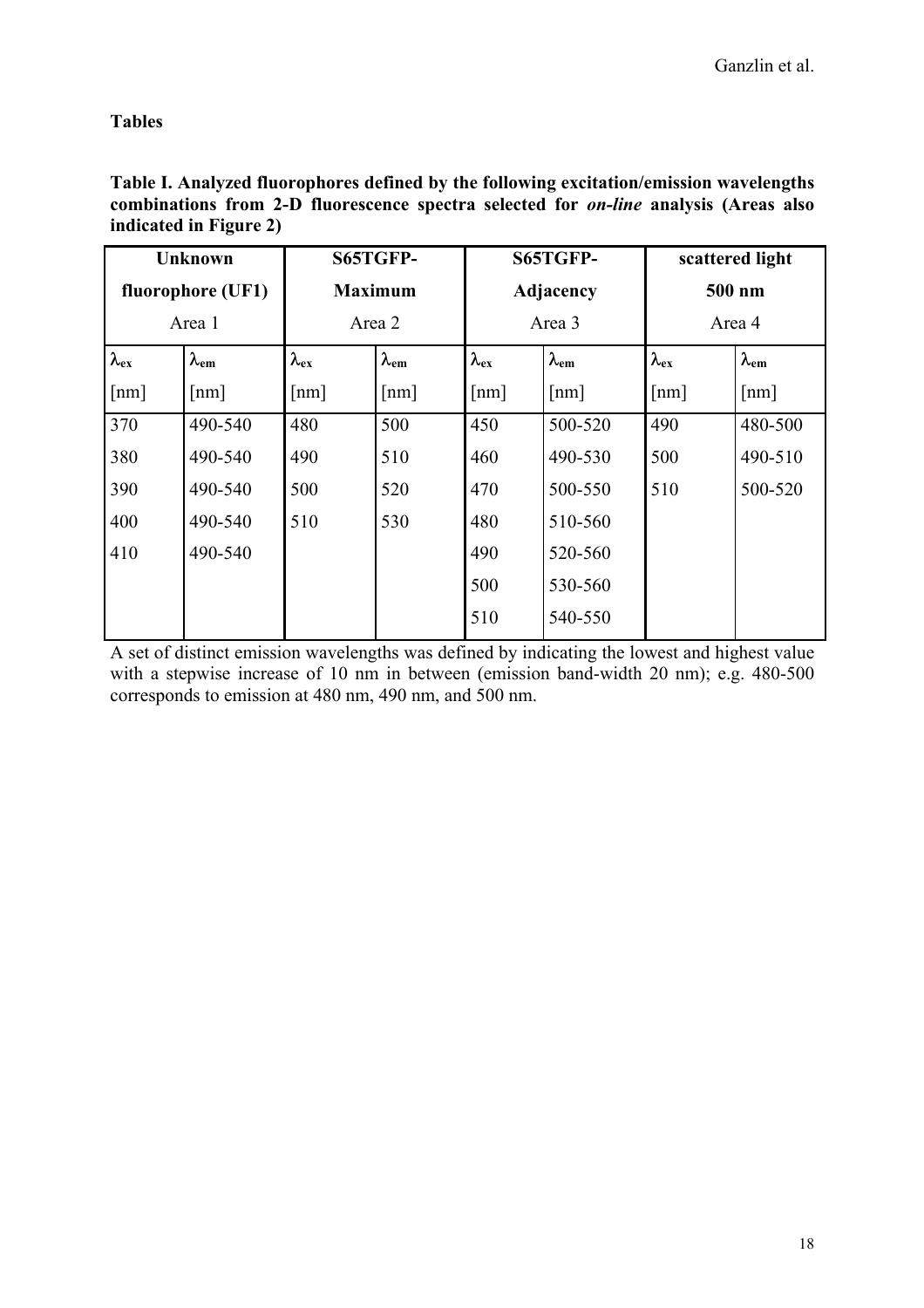# Tables

**Table I. Analyzed fluorophores defined by the following excitation/emission wavelengths combinations from 2-D fluorescence spectra selected for *on-line* analysis (Areas also indicated in Figure 2)**

| **Unknown fluorophore (UF1)** Area 1 | | **S65TGFP-Maximum** Area 2 | | **S65TGFP-Adjacency** Area 3 | | **scattered light 500 nm** Area 4 | |
|---|---|---|---|---|---|---|---|
| $\lambda_{ex}$ [nm] | $\lambda_{em}$ [nm] | $\lambda_{ex}$ [nm] | $\lambda_{em}$ [nm] | $\lambda_{ex}$ [nm] | $\lambda_{em}$ [nm] | $\lambda_{ex}$ [nm] | $\lambda_{em}$ [nm] |
| 370 | 490-540 | 480 | 500 | 450 | 500-520 | 490 | 480-500 |
| 380 | 490-540 | 490 | 510 | 460 | 490-530 | 500 | 490-510 |
| 390 | 490-540 | 500 | 520 | 470 | 500-550 | 510 | 500-520 |
| 400 | 490-540 | 510 | 530 | 480 | 510-560 | | |
| 410 | 490-540 | | | 490 | 520-560 | | |
| | | | | 500 | 530-560 | | |
| | | | | 510 | 540-550 | | |

A set of distinct emission wavelengths was defined by indicating the lowest and highest value with a stepwise increase of 10 nm in between (emission band-width 20 nm); e.g. 480-500 corresponds to emission at 480 nm, 490 nm, and 500 nm.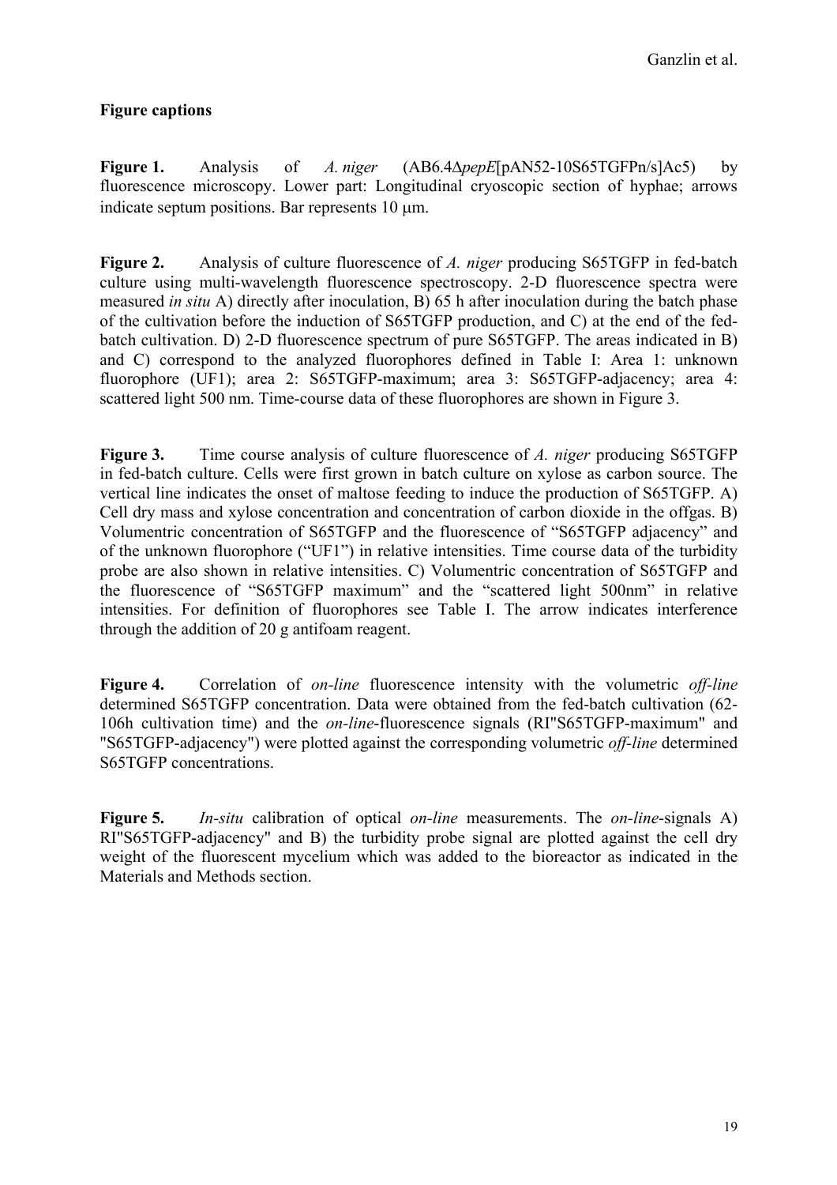**Figure captions**

**Figure 1.** Analysis of *A. niger* (AB6.4Δ*pepE*[pAN52-10S65TGFPn/s]Ac5) by fluorescence microscopy. Lower part: Longitudinal cryoscopic section of hyphae; arrows indicate septum positions. Bar represents 10 μm.

**Figure 2.** Analysis of culture fluorescence of *A. niger* producing S65TGFP in fed-batch culture using multi-wavelength fluorescence spectroscopy. 2-D fluorescence spectra were measured *in situ* A) directly after inoculation, B) 65 h after inoculation during the batch phase of the cultivation before the induction of S65TGFP production, and C) at the end of the fed-batch cultivation. D) 2-D fluorescence spectrum of pure S65TGFP. The areas indicated in B) and C) correspond to the analyzed fluorophores defined in Table I: Area 1: unknown fluorophore (UF1); area 2: S65TGFP-maximum; area 3: S65TGFP-adjacency; area 4: scattered light 500 nm. Time-course data of these fluorophores are shown in Figure 3.

**Figure 3.** Time course analysis of culture fluorescence of *A. niger* producing S65TGFP in fed-batch culture. Cells were first grown in batch culture on xylose as carbon source. The vertical line indicates the onset of maltose feeding to induce the production of S65TGFP. A) Cell dry mass and xylose concentration and concentration of carbon dioxide in the offgas. B) Volumentric concentration of S65TGFP and the fluorescence of "S65TGFP adjacency" and of the unknown fluorophore ("UF1") in relative intensities. Time course data of the turbidity probe are also shown in relative intensities. C) Volumentric concentration of S65TGFP and the fluorescence of "S65TGFP maximum" and the "scattered light 500nm" in relative intensities. For definition of fluorophores see Table I. The arrow indicates interference through the addition of 20 g antifoam reagent.

**Figure 4.** Correlation of *on-line* fluorescence intensity with the volumetric *off-line* determined S65TGFP concentration. Data were obtained from the fed-batch cultivation (62-106h cultivation time) and the *on-line*-fluorescence signals (RI"S65TGFP-maximum" and "S65TGFP-adjacency") were plotted against the corresponding volumetric *off-line* determined S65TGFP concentrations.

**Figure 5.** *In-situ* calibration of optical *on-line* measurements. The *on-line*-signals A) RI"S65TGFP-adjacency" and B) the turbidity probe signal are plotted against the cell dry weight of the fluorescent mycelium which was added to the bioreactor as indicated in the Materials and Methods section.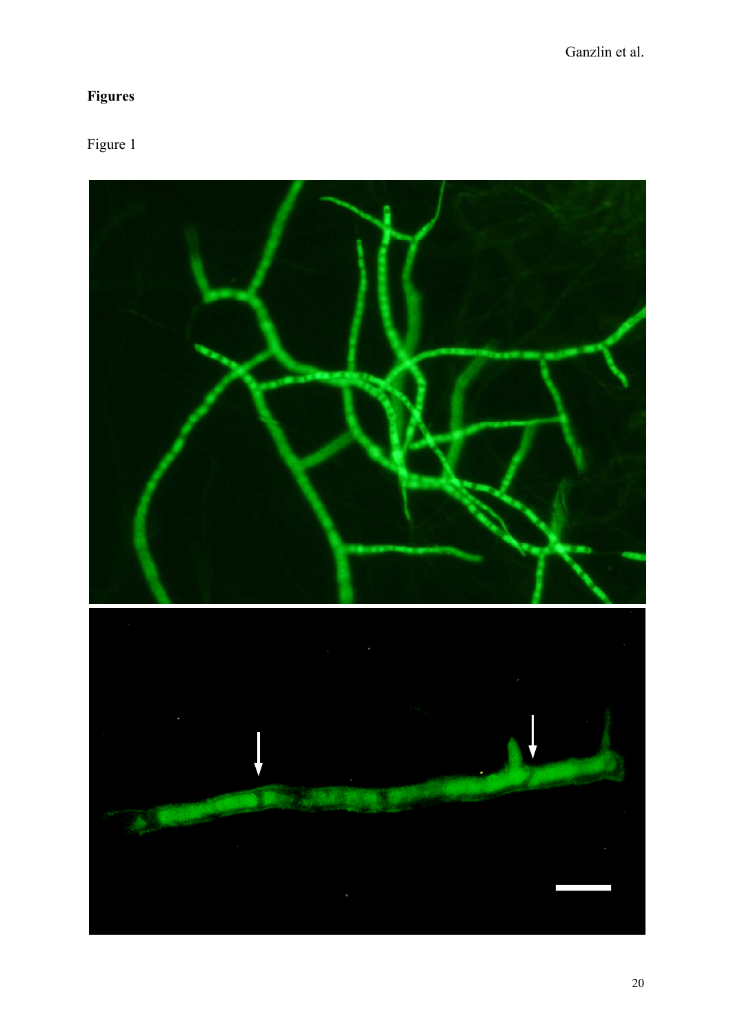**Figures**

Figure 1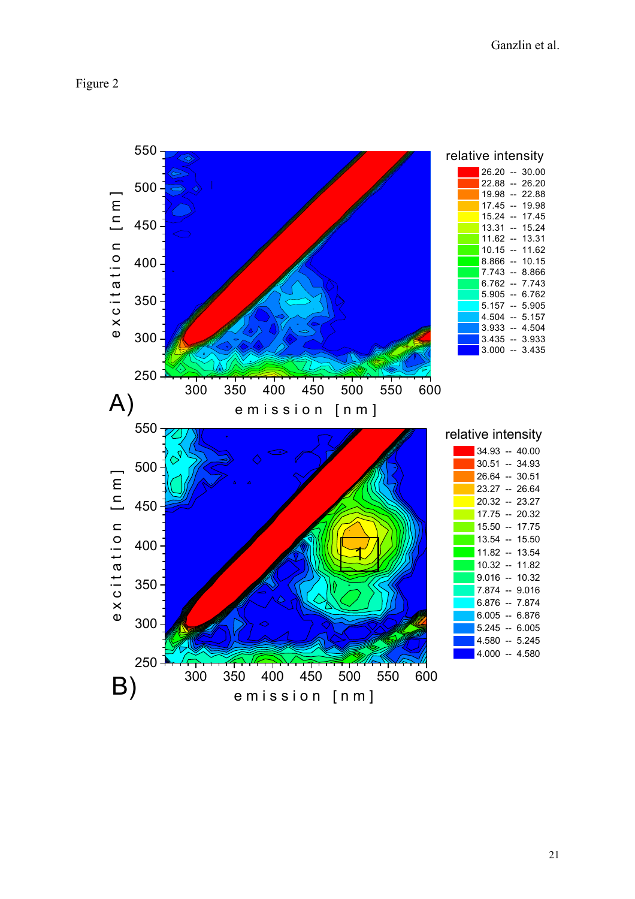Figure 2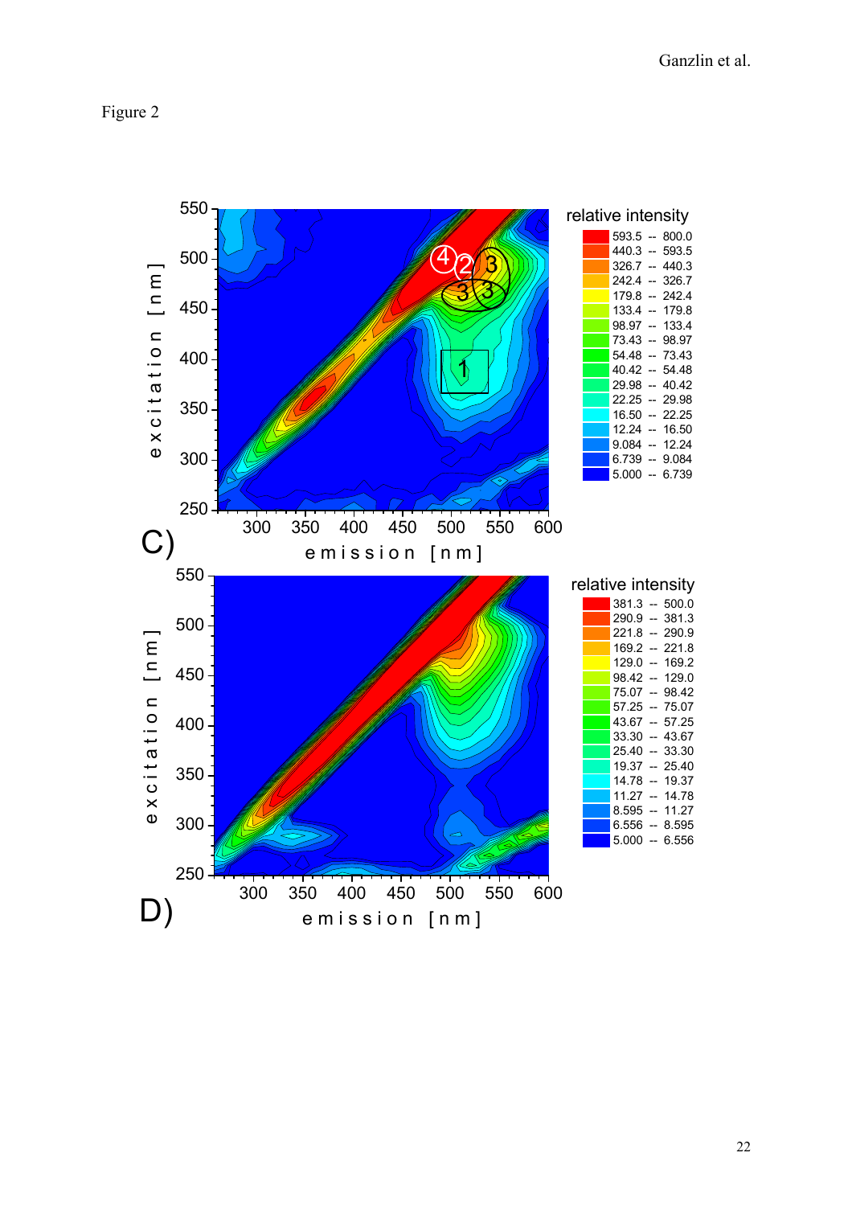Figure 2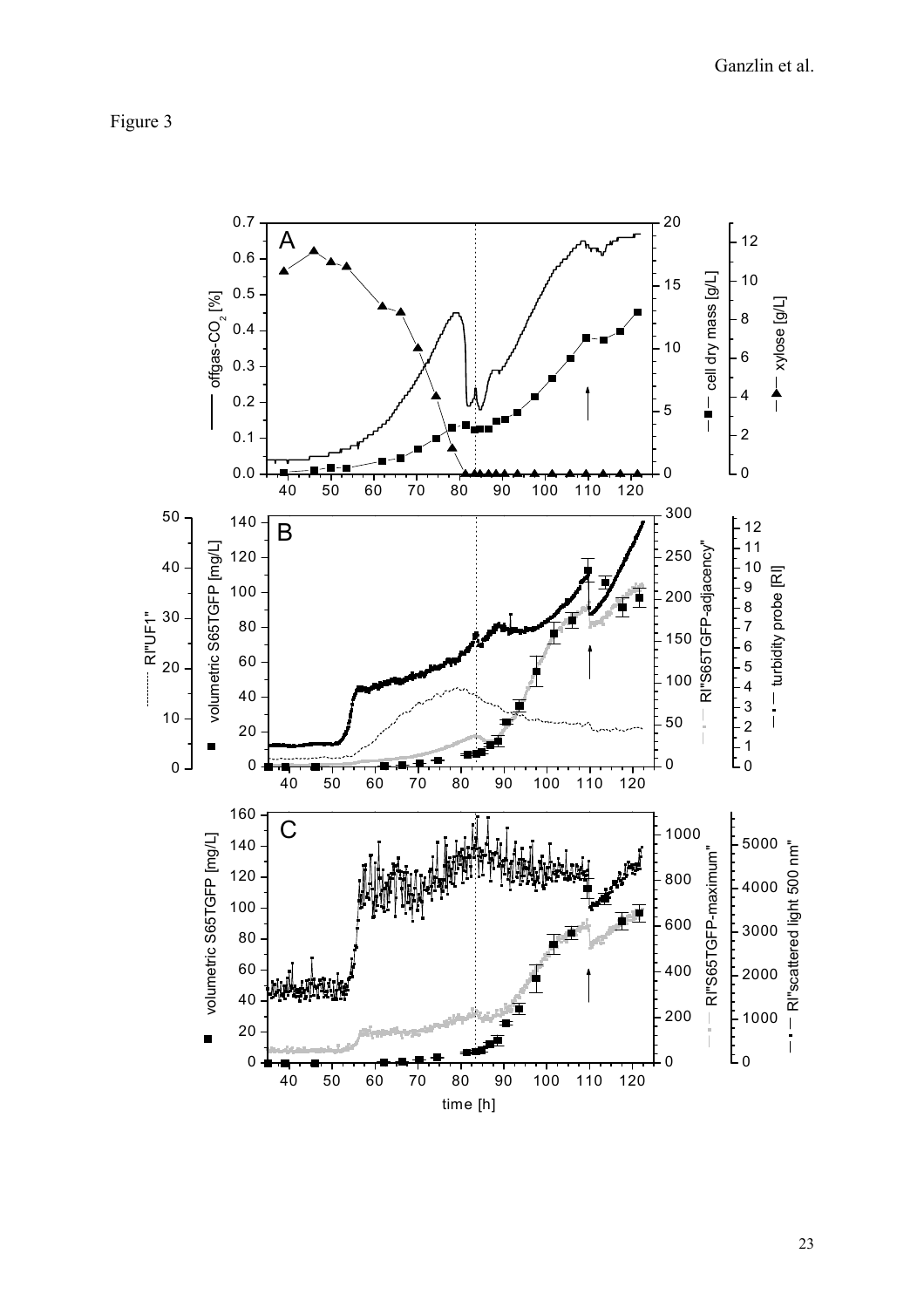Figure 3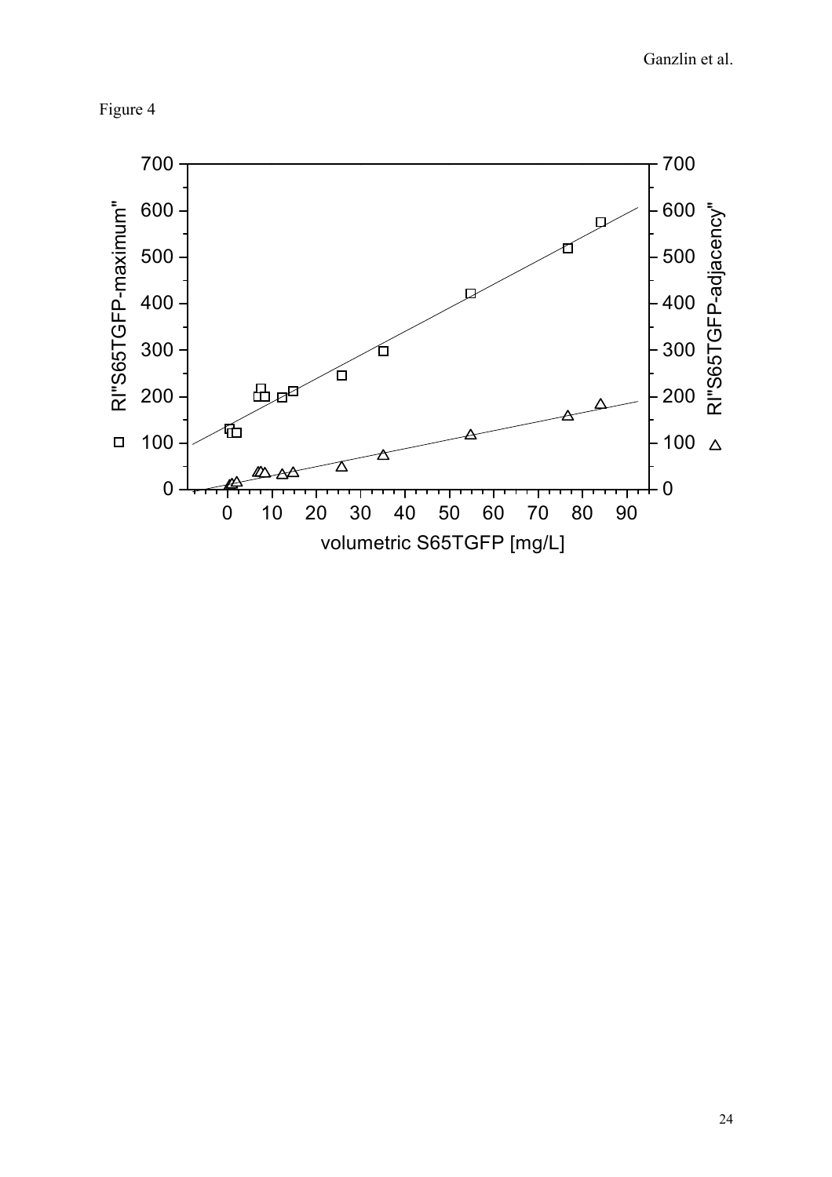Figure 4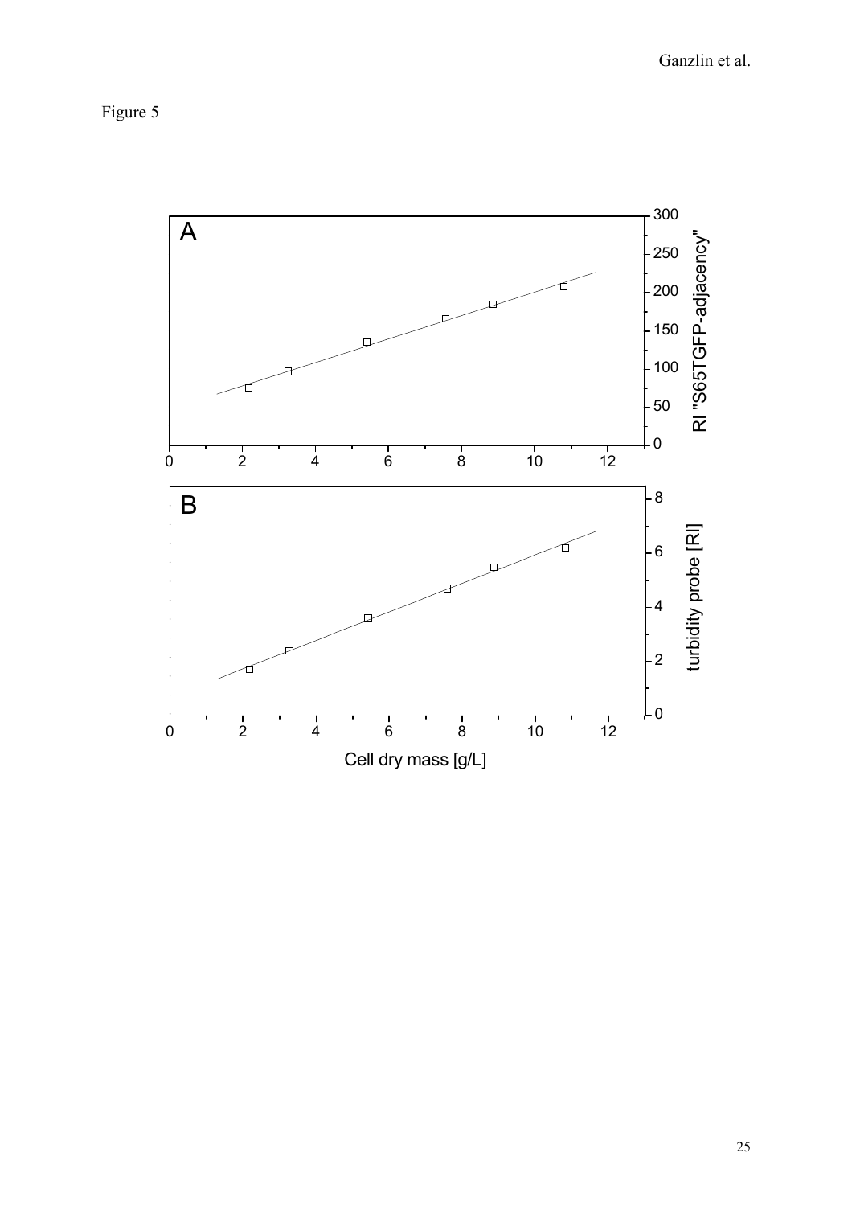Figure 5

A

RI "S65TGFP-adjacency"

300
250
200
150
100
50
0

0 2 4 6 8 10 12

B

turbidity probe [RI]

8
6
4
2
0

0 2 4 6 8 10 12

Cell dry mass [g/L]